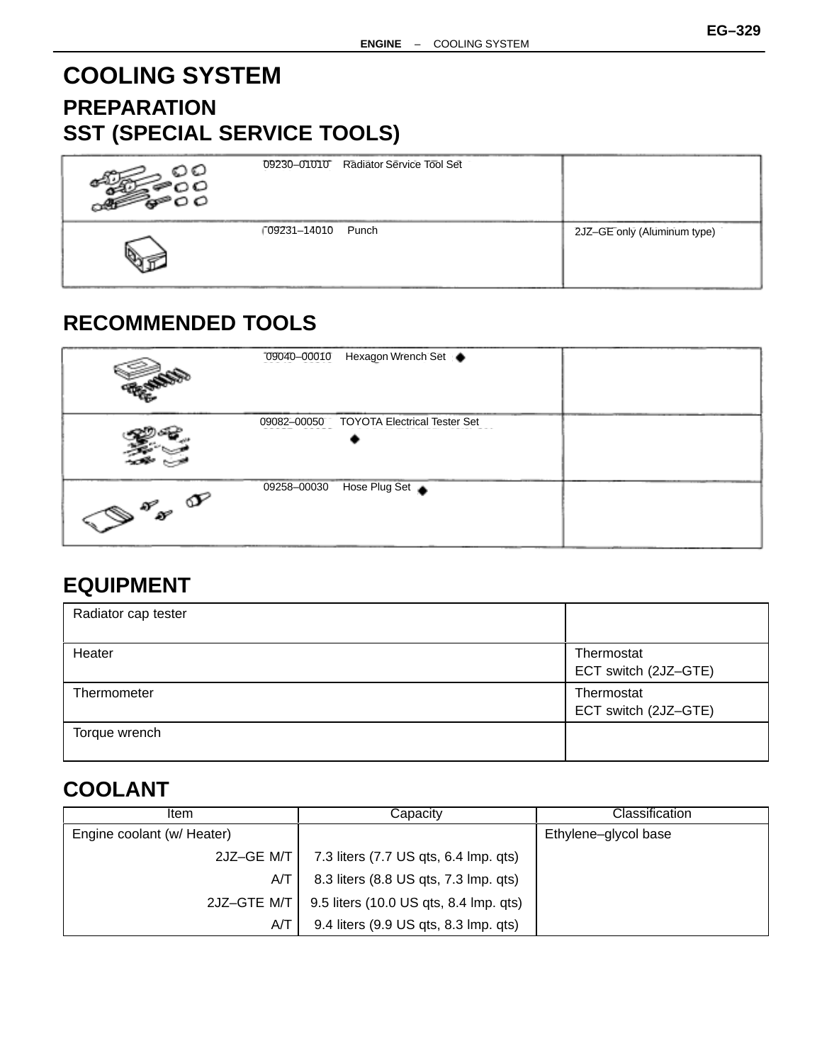# COOLING SYSTEM

## PREPARATION

## SST (SPECIAL SERVICE TOOLS)

| | | |
|---|---|---|
| | 09230–01010 Radiator Service Tool Set | |
| | 09231–14010 Punch | 2JZ–GE only (Aluminum type) |

## RECOMMENDED TOOLS

| | | |
|---|---|---|
| | 09040–00010 Hexagon Wrench Set ◆ | |
| | 09082–00050 TOYOTA Electrical Tester Set ◆ | |
| | 09258–00030 Hose Plug Set ◆ | |

## EQUIPMENT

| | |
|---|---|
| Radiator cap tester | |
| Heater | Thermostat<br>ECT switch (2JZ–GTE) |
| Thermometer | Thermostat<br>ECT switch (2JZ–GTE) |
| Torque wrench | |

## COOLANT

| Item | Capacity | Classification |
|---|---|---|
| Engine coolant (w/ Heater) | | Ethylene–glycol base |
| 2JZ–GE M/T | 7.3 liters (7.7 US qts, 6.4 lmp. qts) | |
| A/T | 8.3 liters (8.8 US qts, 7.3 lmp. qts) | |
| 2JZ–GTE M/T | 9.5 liters (10.0 US qts, 8.4 lmp. qts) | |
| A/T | 9.4 liters (9.9 US qts, 8.3 lmp. qts) | |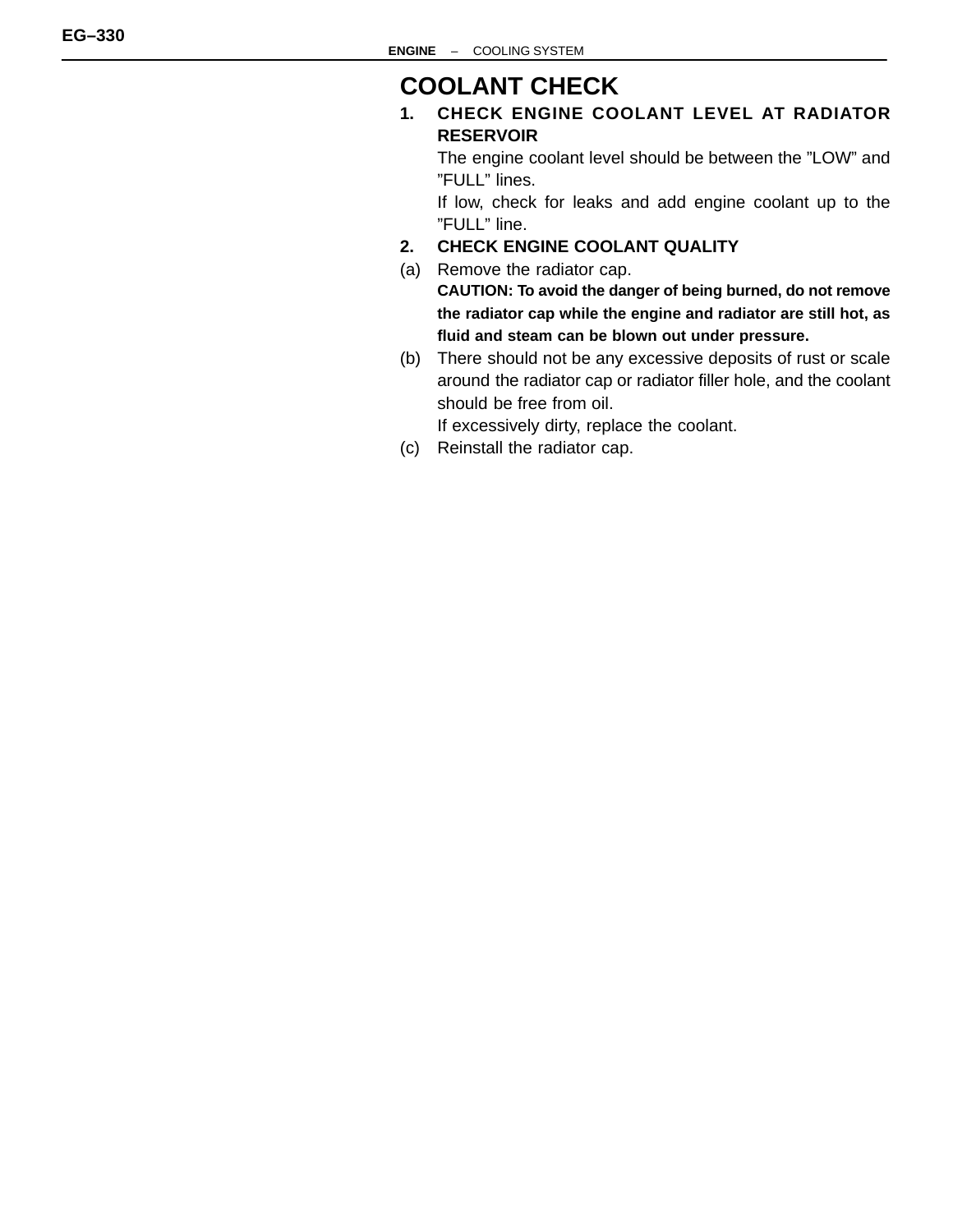## COOLANT CHECK

**1. CHECK ENGINE COOLANT LEVEL AT RADIATOR RESERVOIR**

The engine coolant level should be between the ”LOW” and ”FULL” lines.

If low, check for leaks and add engine coolant up to the ”FULL” line.

**2. CHECK ENGINE COOLANT QUALITY**

(a) Remove the radiator cap.

**CAUTION: To avoid the danger of being burned, do not remove the radiator cap while the engine and radiator are still hot, as fluid and steam can be blown out under pressure.**

(b) There should not be any excessive deposits of rust or scale around the radiator cap or radiator filler hole, and the coolant should be free from oil.

If excessively dirty, replace the coolant.

(c) Reinstall the radiator cap.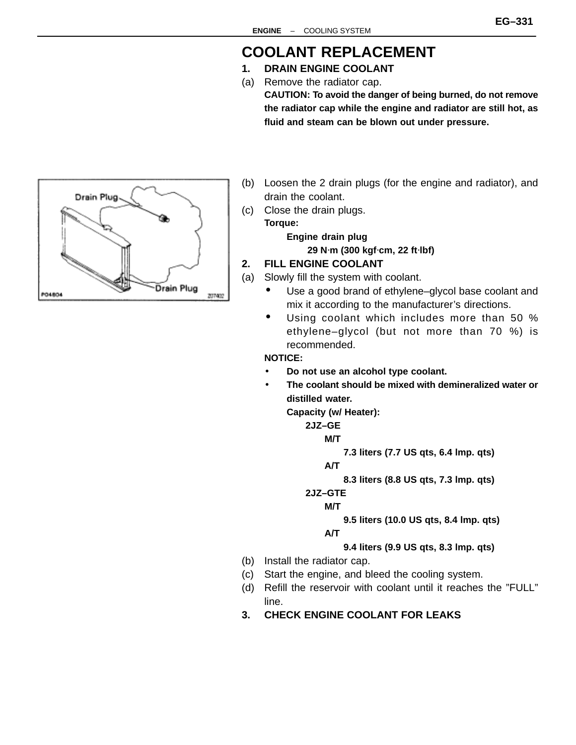# COOLANT REPLACEMENT

## 1. DRAIN ENGINE COOLANT

(a) Remove the radiator cap.

**CAUTION: To avoid the danger of being burned, do not remove the radiator cap while the engine and radiator are still hot, as fluid and steam can be blown out under pressure.**

(b) Loosen the 2 drain plugs (for the engine and radiator), and drain the coolant.

(c) Close the drain plugs.

**Torque:**

**Engine drain plug**

**29 N·m (300 kgf·cm, 22 ft·lbf)**

## 2. FILL ENGINE COOLANT

(a) Slowly fill the system with coolant.

- Use a good brand of ethylene–glycol base coolant and mix it according to the manufacturer's directions.
- Using coolant which includes more than 50 % ethylene–glycol (but not more than 70 %) is recommended.

**NOTICE:**

- **Do not use an alcohol type coolant.**
- **The coolant should be mixed with demineralized water or distilled water.**

**Capacity (w/ Heater):**

**2JZ–GE**

**M/T**

**7.3 liters (7.7 US qts, 6.4 lmp. qts)**

**A/T**

**8.3 liters (8.8 US qts, 7.3 lmp. qts)**

**2JZ–GTE**

**M/T**

**9.5 liters (10.0 US qts, 8.4 lmp. qts)**

**A/T**

**9.4 liters (9.9 US qts, 8.3 lmp. qts)**

(b) Install the radiator cap.

(c) Start the engine, and bleed the cooling system.

(d) Refill the reservoir with coolant until it reaches the "FULL" line.

## 3. CHECK ENGINE COOLANT FOR LEAKS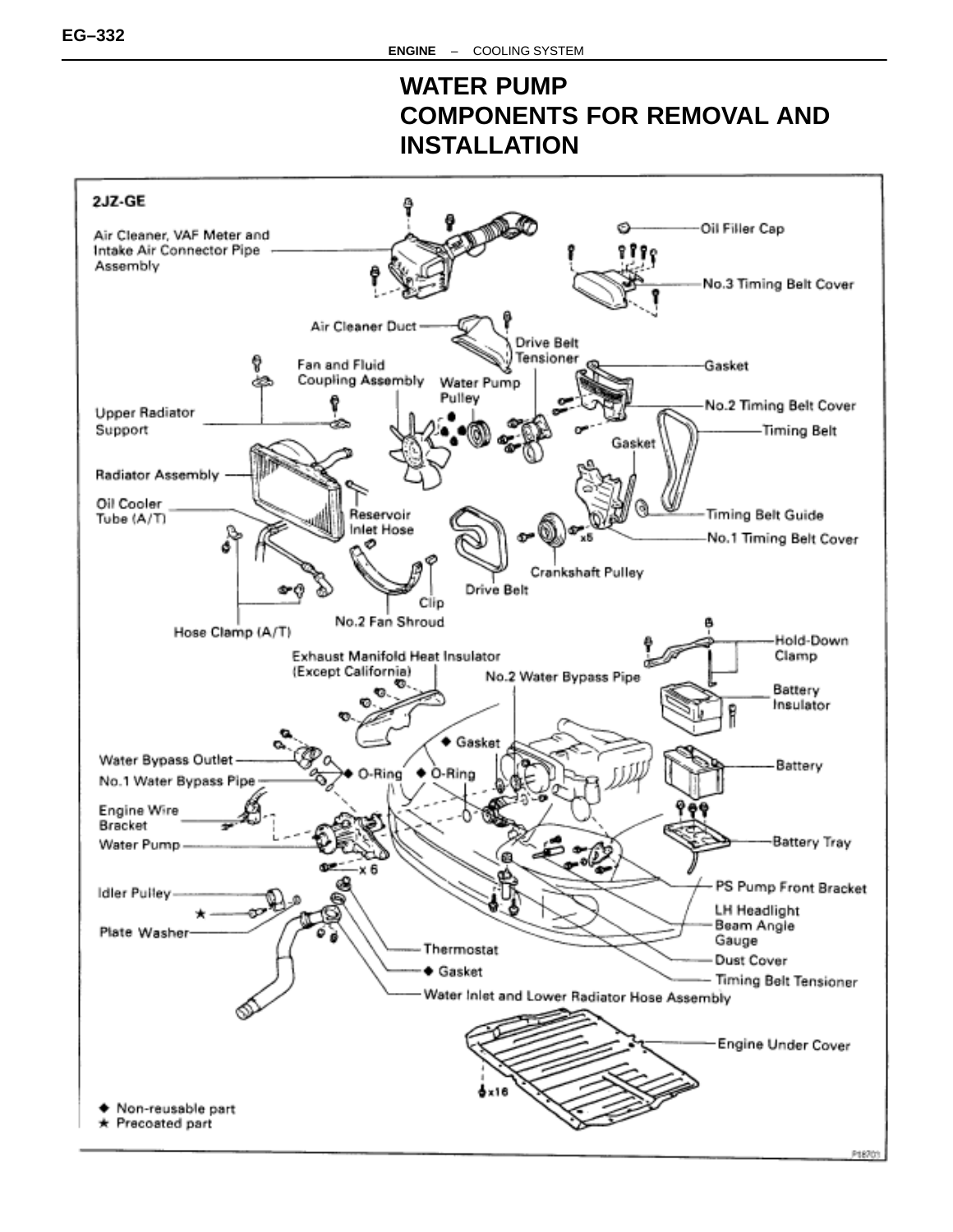# WATER PUMP

## COMPONENTS FOR REMOVAL AND INSTALLATION

2JZ-GE

Air Cleaner, VAF Meter and Intake Air Connector Pipe Assembly

Oil Filler Cap

No.3 Timing Belt Cover

Air Cleaner Duct

Drive Belt Tensioner

Fan and Fluid Coupling Assembly

Water Pump Pulley

Gasket

Upper Radiator Support

No.2 Timing Belt Cover

Timing Belt

Gasket

Radiator Assembly

Oil Cooler Tube (A/T)

Reservoir Inlet Hose

Timing Belt Guide

x5

No.1 Timing Belt Cover

Crankshaft Pulley

Drive Belt

Clip

No.2 Fan Shroud

Hose Clamp (A/T)

Hold-Down Clamp

Exhaust Manifold Heat Insulator (Except California)

No.2 Water Bypass Pipe

Battery Insulator

◆ Gasket

Water Bypass Outlet

Battery

No.1 Water Bypass Pipe

◆ O-Ring

◆ O-Ring

Engine Wire Bracket

Water Pump

Battery Tray

x 6

PS Pump Front Bracket

Idler Pulley

★

LH Headlight Beam Angle Gauge

Plate Washer

Dust Cover

Thermostat

Timing Belt Tensioner

◆ Gasket

Water Inlet and Lower Radiator Hose Assembly

Engine Under Cover

x16

◆ Non-reusable part

★ Precoated part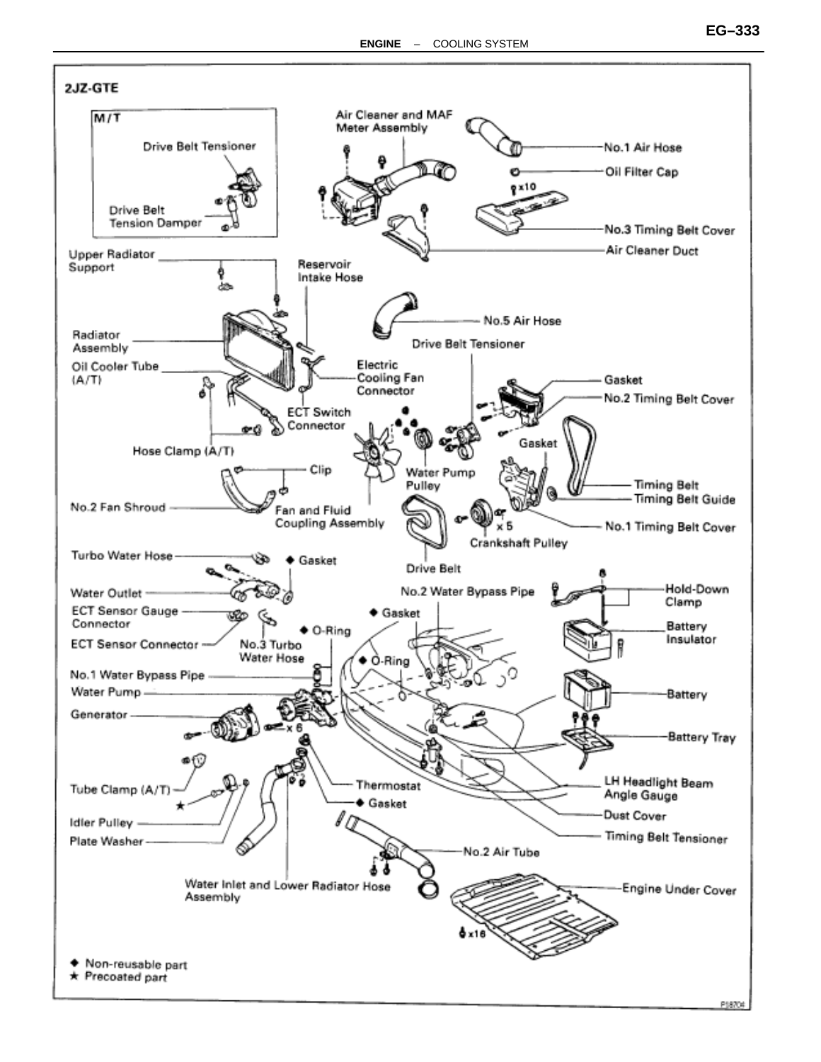## 2JZ-GTE

M/T

Drive Belt Tensioner

Drive Belt Tension Damper

Air Cleaner and MAF Meter Assembly

No.1 Air Hose

Oil Filter Cap

x10

No.3 Timing Belt Cover

Air Cleaner Duct

Upper Radiator Support

Reservoir Intake Hose

No.5 Air Hose

Radiator Assembly

Drive Belt Tensioner

Oil Cooler Tube (A/T)

Electric Cooling Fan Connector

Gasket

No.2 Timing Belt Cover

ECT Switch Connector

Gasket

Hose Clamp (A/T)

Clip

Water Pump Pulley

Timing Belt

Timing Belt Guide

No.2 Fan Shroud

Fan and Fluid Coupling Assembly

x 5

No.1 Timing Belt Cover

Crankshaft Pulley

Turbo Water Hose

◆ Gasket

Drive Belt

Water Outlet

No.2 Water Bypass Pipe

Hold-Down Clamp

ECT Sensor Gauge Connector

◆ Gasket

◆ O-Ring

Battery Insulator

ECT Sensor Connector

No.3 Turbo Water Hose

◆ O-Ring

No.1 Water Bypass Pipe

Water Pump

Battery

Generator

x 6

Battery Tray

Tube Clamp (A/T)

Thermostat

LH Headlight Beam Angle Gauge

★

◆ Gasket

Dust Cover

Idler Pulley

Timing Belt Tensioner

Plate Washer

No.2 Air Tube

Water Inlet and Lower Radiator Hose Assembly

Engine Under Cover

x16

◆ Non-reusable part
★ Precoated part

P18704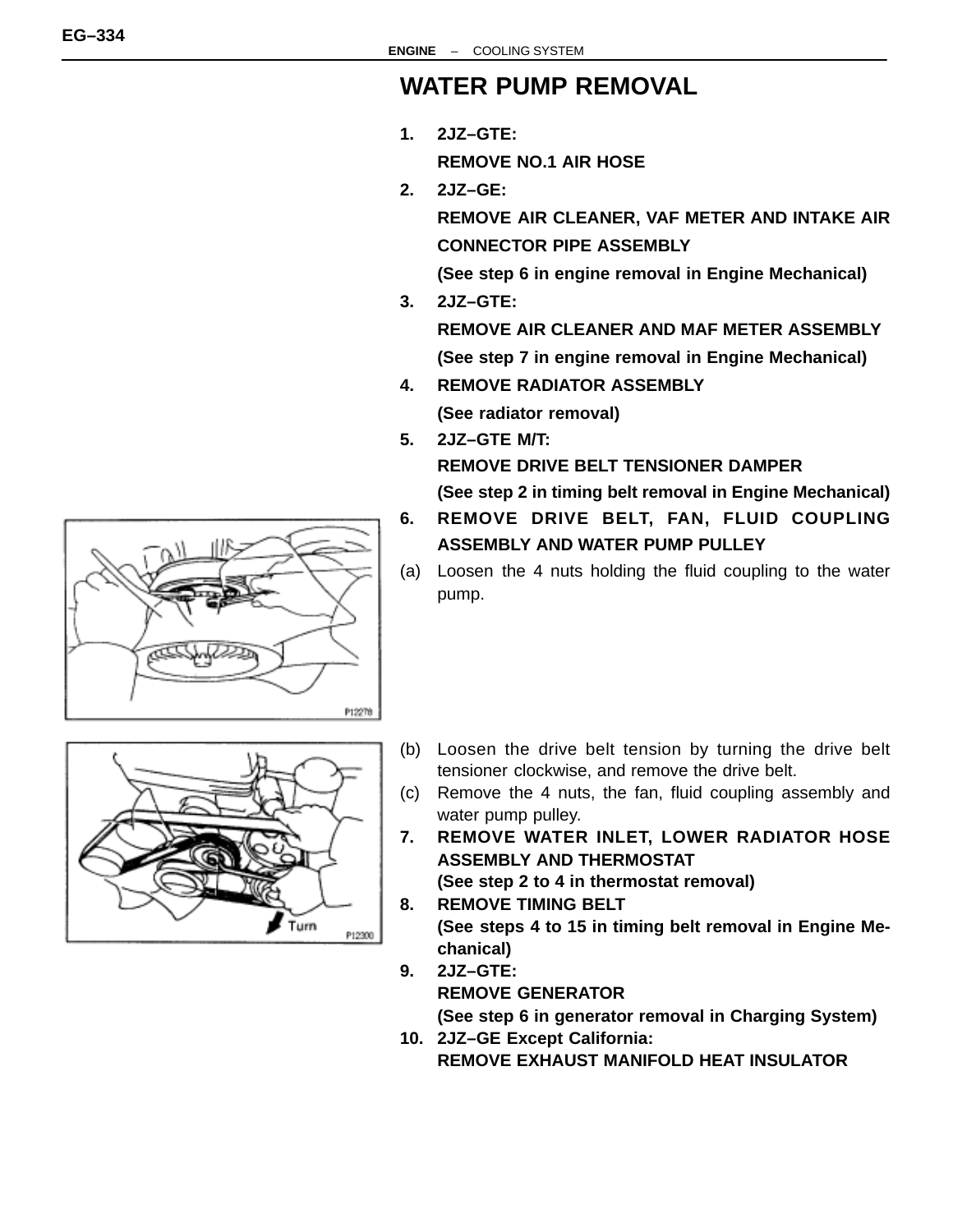## WATER PUMP REMOVAL

**1. 2JZ–GTE:**
**REMOVE NO.1 AIR HOSE**

**2. 2JZ–GE:**
**REMOVE AIR CLEANER, VAF METER AND INTAKE AIR CONNECTOR PIPE ASSEMBLY**
**(See step 6 in engine removal in Engine Mechanical)**

**3. 2JZ–GTE:**
**REMOVE AIR CLEANER AND MAF METER ASSEMBLY**
**(See step 7 in engine removal in Engine Mechanical)**

**4. REMOVE RADIATOR ASSEMBLY**
**(See radiator removal)**

**5. 2JZ–GTE M/T:**
**REMOVE DRIVE BELT TENSIONER DAMPER**
**(See step 2 in timing belt removal in Engine Mechanical)**

**6. REMOVE DRIVE BELT, FAN, FLUID COUPLING ASSEMBLY AND WATER PUMP PULLEY**

(a) Loosen the 4 nuts holding the fluid coupling to the water pump.

P12278

(b) Loosen the drive belt tension by turning the drive belt tensioner clockwise, and remove the drive belt.

(c) Remove the 4 nuts, the fan, fluid coupling assembly and water pump pulley.

Turn

P12300

**7. REMOVE WATER INLET, LOWER RADIATOR HOSE ASSEMBLY AND THERMOSTAT**
**(See step 2 to 4 in thermostat removal)**

**8. REMOVE TIMING BELT**
**(See steps 4 to 15 in timing belt removal in Engine Mechanical)**

**9. 2JZ–GTE:**
**REMOVE GENERATOR**
**(See step 6 in generator removal in Charging System)**

**10. 2JZ–GE Except California:**
**REMOVE EXHAUST MANIFOLD HEAT INSULATOR**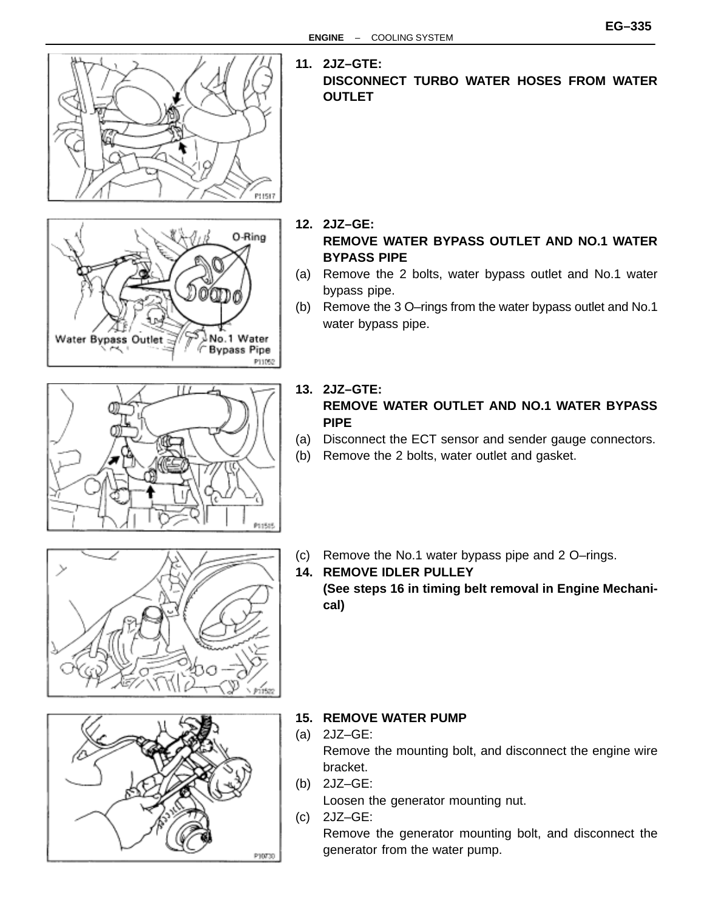**11. 2JZ–GTE:**
**DISCONNECT TURBO WATER HOSES FROM WATER OUTLET**

**12. 2JZ–GE:**
**REMOVE WATER BYPASS OUTLET AND NO.1 WATER BYPASS PIPE**

(a) Remove the 2 bolts, water bypass outlet and No.1 water bypass pipe.
(b) Remove the 3 O–rings from the water bypass outlet and No.1 water bypass pipe.

**13. 2JZ–GTE:**
**REMOVE WATER OUTLET AND NO.1 WATER BYPASS PIPE**

(a) Disconnect the ECT sensor and sender gauge connectors.
(b) Remove the 2 bolts, water outlet and gasket.
(c) Remove the No.1 water bypass pipe and 2 O–rings.

**14. REMOVE IDLER PULLEY**
**(See steps 16 in timing belt removal in Engine Mechanical)**

**15. REMOVE WATER PUMP**

(a) 2JZ–GE:
Remove the mounting bolt, and disconnect the engine wire bracket.
(b) 2JZ–GE:
Loosen the generator mounting nut.
(c) 2JZ–GE:
Remove the generator mounting bolt, and disconnect the generator from the water pump.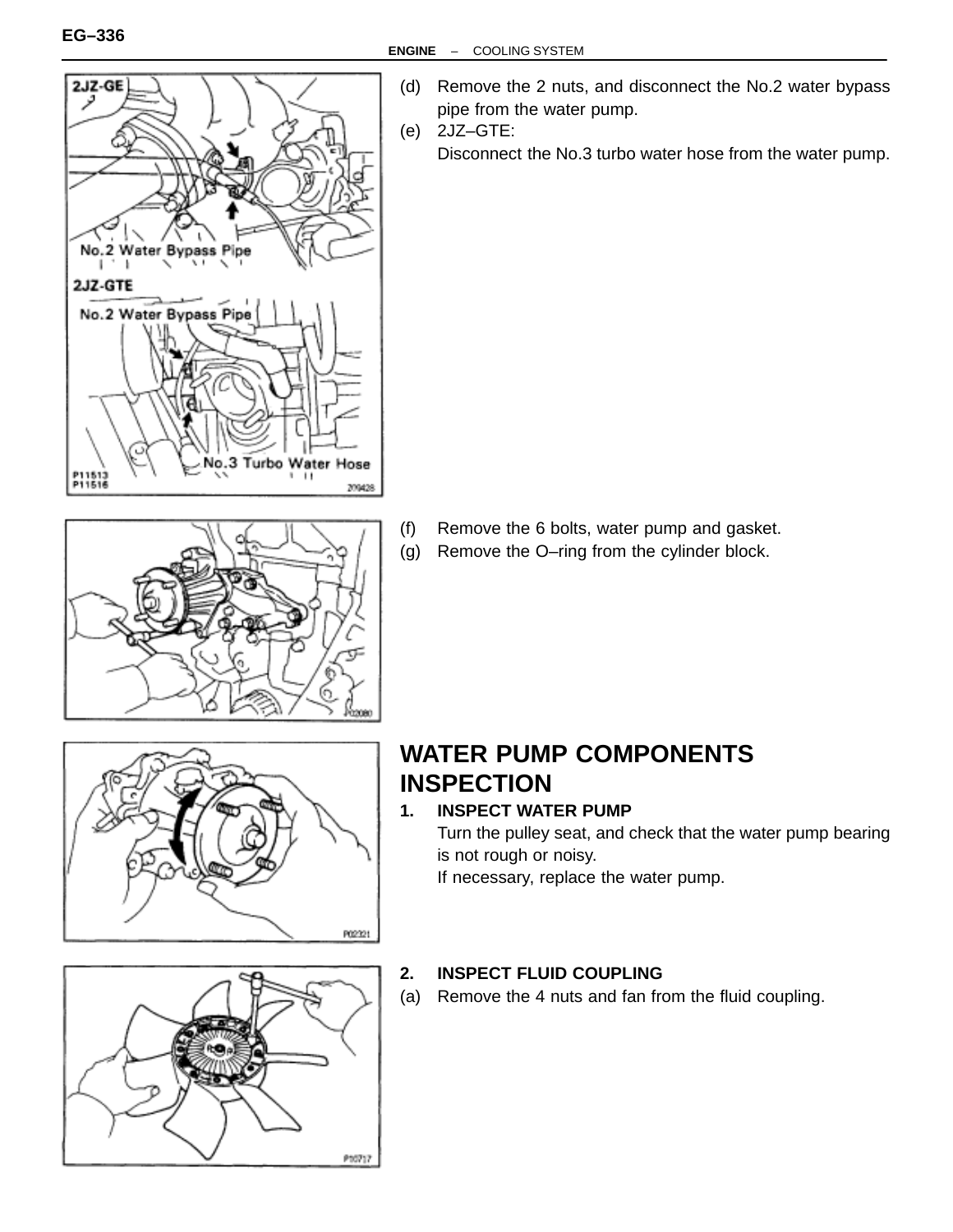(d) Remove the 2 nuts, and disconnect the No.2 water bypass pipe from the water pump.

(e) 2JZ–GTE:
Disconnect the No.3 turbo water hose from the water pump.

(f) Remove the 6 bolts, water pump and gasket.

(g) Remove the O–ring from the cylinder block.

## WATER PUMP COMPONENTS INSPECTION

**1. INSPECT WATER PUMP**

Turn the pulley seat, and check that the water pump bearing is not rough or noisy.

If necessary, replace the water pump.

**2. INSPECT FLUID COUPLING**

(a) Remove the 4 nuts and fan from the fluid coupling.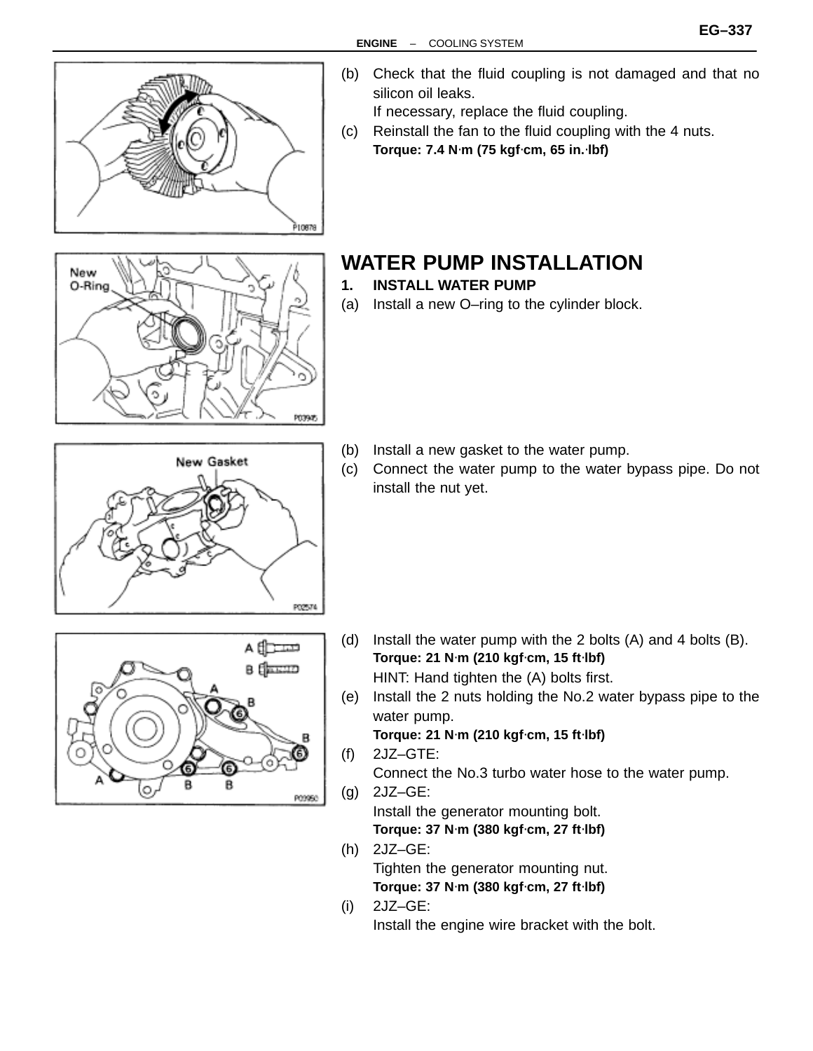(b) Check that the fluid coupling is not damaged and that no silicon oil leaks.
If necessary, replace the fluid coupling.

(c) Reinstall the fan to the fluid coupling with the 4 nuts.
**Torque: 7.4 N·m (75 kgf·cm, 65 in.·lbf)**

## WATER PUMP INSTALLATION

**1. INSTALL WATER PUMP**

(a) Install a new O–ring to the cylinder block.

(b) Install a new gasket to the water pump.

(c) Connect the water pump to the water bypass pipe. Do not install the nut yet.

(d) Install the water pump with the 2 bolts (A) and 4 bolts (B).
**Torque: 21 N·m (210 kgf·cm, 15 ft·lbf)**
HINT: Hand tighten the (A) bolts first.

(e) Install the 2 nuts holding the No.2 water bypass pipe to the water pump.
**Torque: 21 N·m (210 kgf·cm, 15 ft·lbf)**

(f) 2JZ–GTE:
Connect the No.3 turbo water hose to the water pump.

(g) 2JZ–GE:
Install the generator mounting bolt.
**Torque: 37 N·m (380 kgf·cm, 27 ft·lbf)**

(h) 2JZ–GE:
Tighten the generator mounting nut.
**Torque: 37 N·m (380 kgf·cm, 27 ft·lbf)**

(i) 2JZ–GE:
Install the engine wire bracket with the bolt.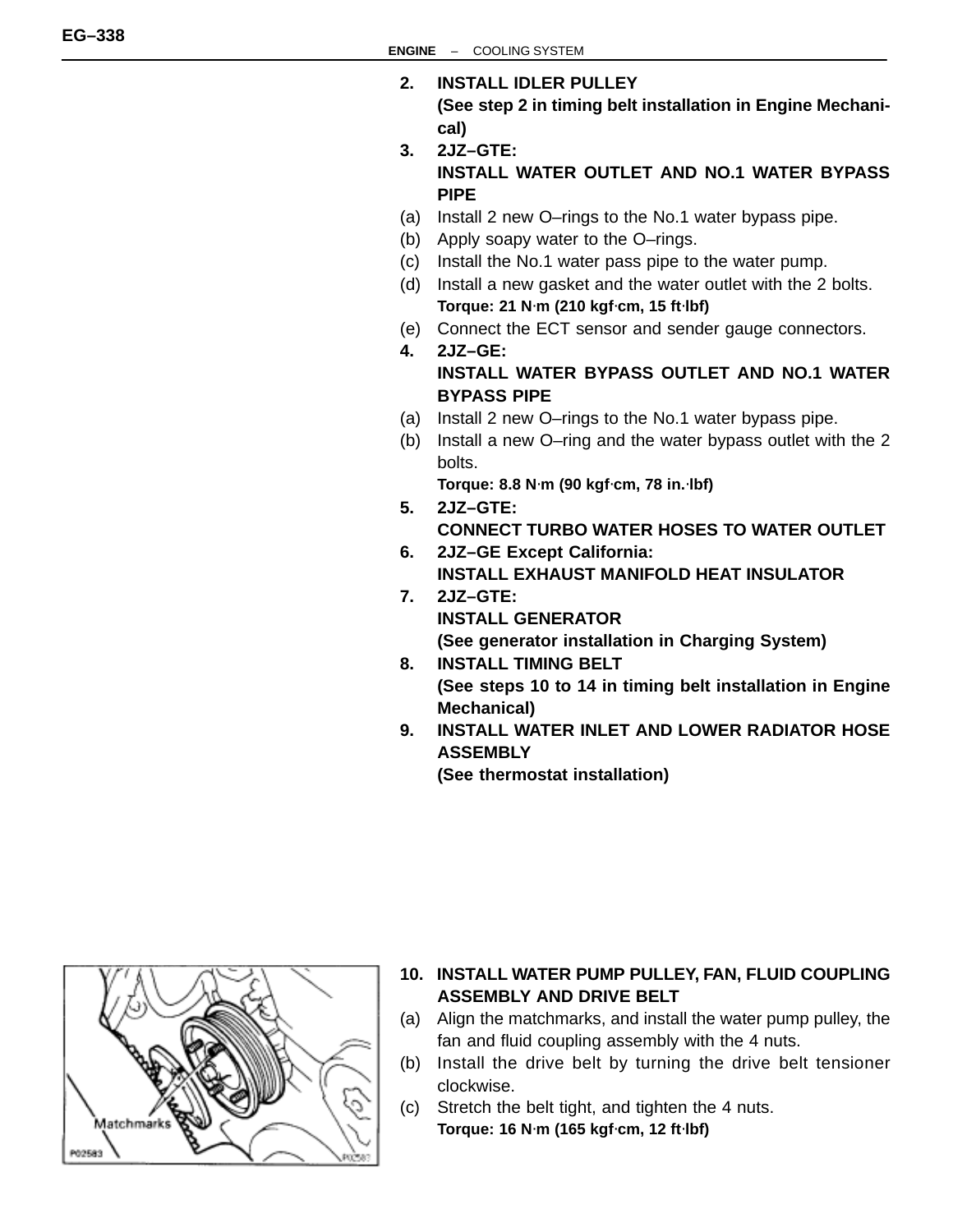**2. INSTALL IDLER PULLEY**
**(See step 2 in timing belt installation in Engine Mechanical)**

**3. 2JZ–GTE:**
**INSTALL WATER OUTLET AND NO.1 WATER BYPASS PIPE**

(a) Install 2 new O–rings to the No.1 water bypass pipe.
(b) Apply soapy water to the O–rings.
(c) Install the No.1 water pass pipe to the water pump.
(d) Install a new gasket and the water outlet with the 2 bolts.
**Torque: 21 N·m (210 kgf·cm, 15 ft·lbf)**
(e) Connect the ECT sensor and sender gauge connectors.

**4. 2JZ–GE:**
**INSTALL WATER BYPASS OUTLET AND NO.1 WATER BYPASS PIPE**

(a) Install 2 new O–rings to the No.1 water bypass pipe.
(b) Install a new O–ring and the water bypass outlet with the 2 bolts.
**Torque: 8.8 N·m (90 kgf·cm, 78 in.·lbf)**

**5. 2JZ–GTE:**
**CONNECT TURBO WATER HOSES TO WATER OUTLET**

**6. 2JZ–GE Except California:**
**INSTALL EXHAUST MANIFOLD HEAT INSULATOR**

**7. 2JZ–GTE:**
**INSTALL GENERATOR**
**(See generator installation in Charging System)**

**8. INSTALL TIMING BELT**
**(See steps 10 to 14 in timing belt installation in Engine Mechanical)**

**9. INSTALL WATER INLET AND LOWER RADIATOR HOSE ASSEMBLY**
**(See thermostat installation)**

Matchmarks

P02583

**10. INSTALL WATER PUMP PULLEY, FAN, FLUID COUPLING ASSEMBLY AND DRIVE BELT**

(a) Align the matchmarks, and install the water pump pulley, the fan and fluid coupling assembly with the 4 nuts.
(b) Install the drive belt by turning the drive belt tensioner clockwise.
(c) Stretch the belt tight, and tighten the 4 nuts.
**Torque: 16 N·m (165 kgf·cm, 12 ft·lbf)**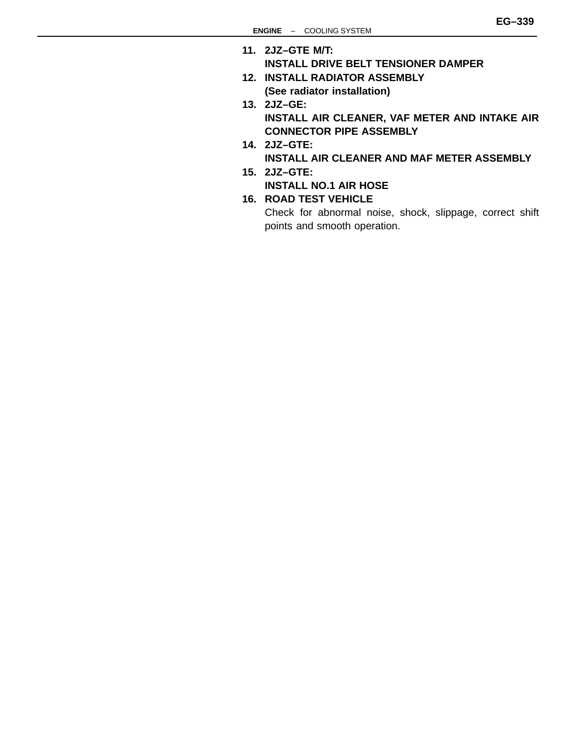11. **2JZ–GTE M/T:**
    **INSTALL DRIVE BELT TENSIONER DAMPER**
12. **INSTALL RADIATOR ASSEMBLY**
    **(See radiator installation)**
13. **2JZ–GE:**
    **INSTALL AIR CLEANER, VAF METER AND INTAKE AIR CONNECTOR PIPE ASSEMBLY**
14. **2JZ–GTE:**
    **INSTALL AIR CLEANER AND MAF METER ASSEMBLY**
15. **2JZ–GTE:**
    **INSTALL NO.1 AIR HOSE**
16. **ROAD TEST VEHICLE**
    Check for abnormal noise, shock, slippage, correct shift points and smooth operation.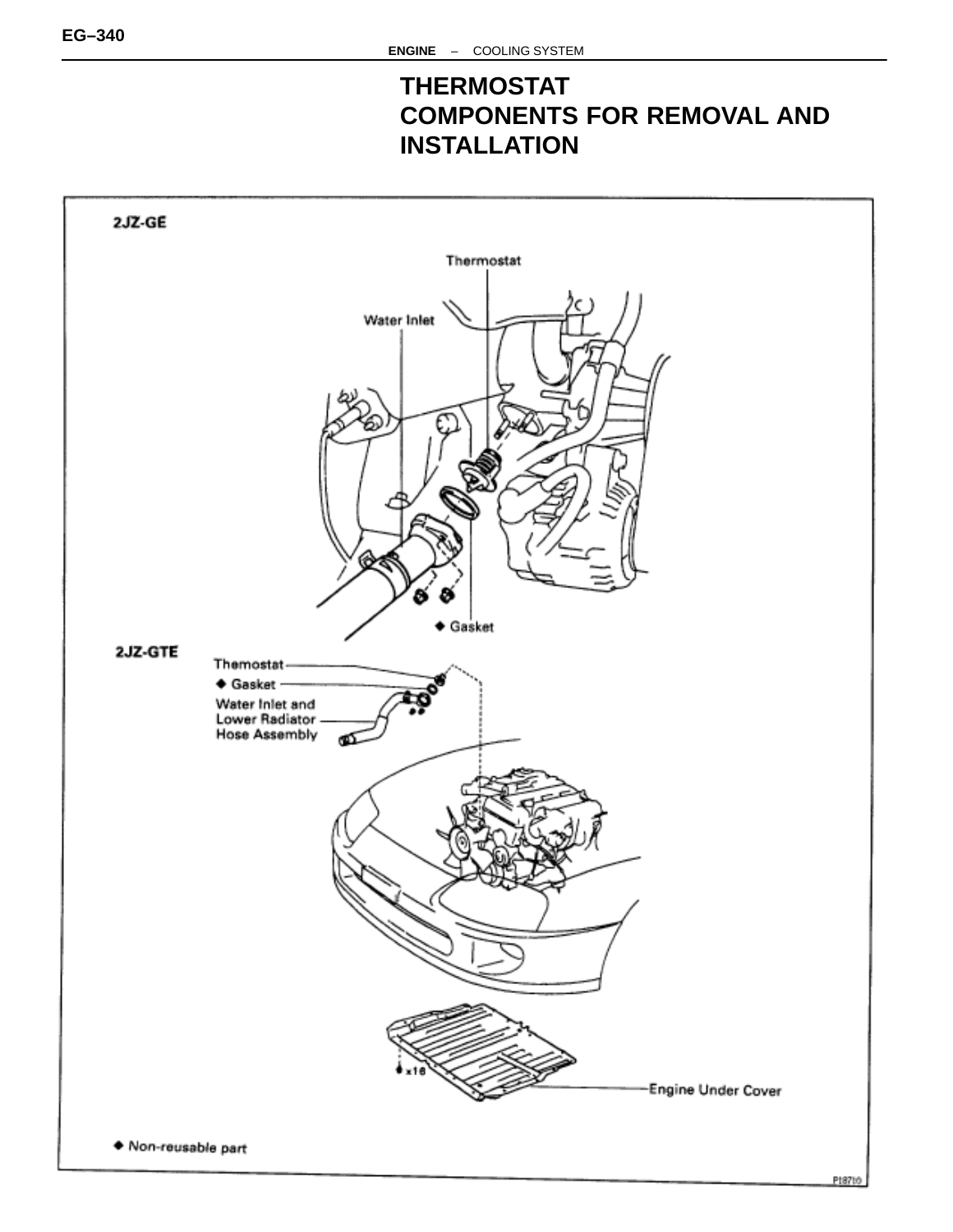# THERMOSTAT
## COMPONENTS FOR REMOVAL AND INSTALLATION

2JZ-GE

Thermostat

Water Inlet

◆ Gasket

2JZ-GTE

Themostat

◆ Gasket

Water Inlet and Lower Radiator Hose Assembly

x16

Engine Under Cover

◆ Non-reusable part

P18710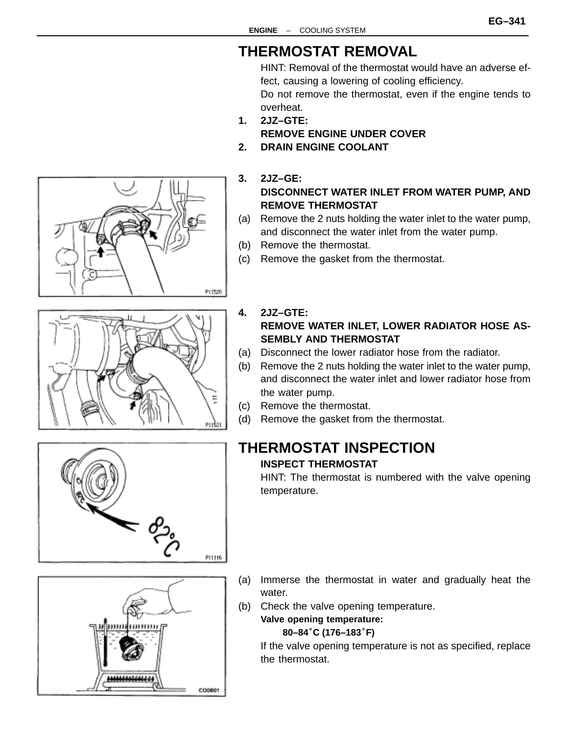## THERMOSTAT REMOVAL

HINT: Removal of the thermostat would have an adverse effect, causing a lowering of cooling efficiency.
Do not remove the thermostat, even if the engine tends to overheat.

**1. 2JZ–GTE:**
**REMOVE ENGINE UNDER COVER**

**2. DRAIN ENGINE COOLANT**

**3. 2JZ–GE:**
**DISCONNECT WATER INLET FROM WATER PUMP, AND REMOVE THERMOSTAT**

(a) Remove the 2 nuts holding the water inlet to the water pump, and disconnect the water inlet from the water pump.
(b) Remove the thermostat.
(c) Remove the gasket from the thermostat.

P11520

**4. 2JZ–GTE:**
**REMOVE WATER INLET, LOWER RADIATOR HOSE ASSEMBLY AND THERMOSTAT**

(a) Disconnect the lower radiator hose from the radiator.
(b) Remove the 2 nuts holding the water inlet to the water pump, and disconnect the water inlet and lower radiator hose from the water pump.
(c) Remove the thermostat.
(d) Remove the gasket from the thermostat.

P11521

## THERMOSTAT INSPECTION

**INSPECT THERMOSTAT**

HINT: The thermostat is numbered with the valve opening temperature.

P11116

(a) Immerse the thermostat in water and gradually heat the water.
(b) Check the valve opening temperature.

**Valve opening temperature:**
**80–84°C (176–183°F)**

If the valve opening temperature is not as specified, replace the thermostat.

CO0601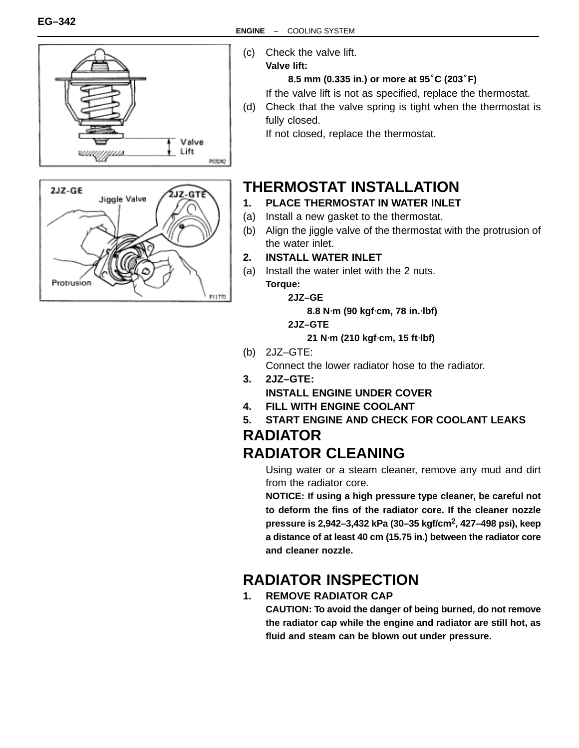(c) Check the valve lift.

**Valve lift:**

**8.5 mm (0.335 in.) or more at 95°C (203°F)**

If the valve lift is not as specified, replace the thermostat.

(d) Check that the valve spring is tight when the thermostat is fully closed.

If not closed, replace the thermostat.

## THERMOSTAT INSTALLATION

**1. PLACE THERMOSTAT IN WATER INLET**

(a) Install a new gasket to the thermostat.

(b) Align the jiggle valve of the thermostat with the protrusion of the water inlet.

**2. INSTALL WATER INLET**

(a) Install the water inlet with the 2 nuts.

**Torque:**

**2JZ–GE**

**8.8 N·m (90 kgf·cm, 78 in.·lbf)**

**2JZ–GTE**

**21 N·m (210 kgf·cm, 15 ft·lbf)**

(b) 2JZ–GTE:
Connect the lower radiator hose to the radiator.

**3. 2JZ–GTE:**
**INSTALL ENGINE UNDER COVER**

**4. FILL WITH ENGINE COOLANT**

**5. START ENGINE AND CHECK FOR COOLANT LEAKS**

# RADIATOR

## RADIATOR CLEANING

Using water or a steam cleaner, remove any mud and dirt from the radiator core.

**NOTICE: If using a high pressure type cleaner, be careful not to deform the fins of the radiator core. If the cleaner nozzle pressure is 2,942–3,432 kPa (30–35 kgf/cm$^2$, 427–498 psi), keep a distance of at least 40 cm (15.75 in.) between the radiator core and cleaner nozzle.**

## RADIATOR INSPECTION

**1. REMOVE RADIATOR CAP**

**CAUTION: To avoid the danger of being burned, do not remove the radiator cap while the engine and radiator are still hot, as fluid and steam can be blown out under pressure.**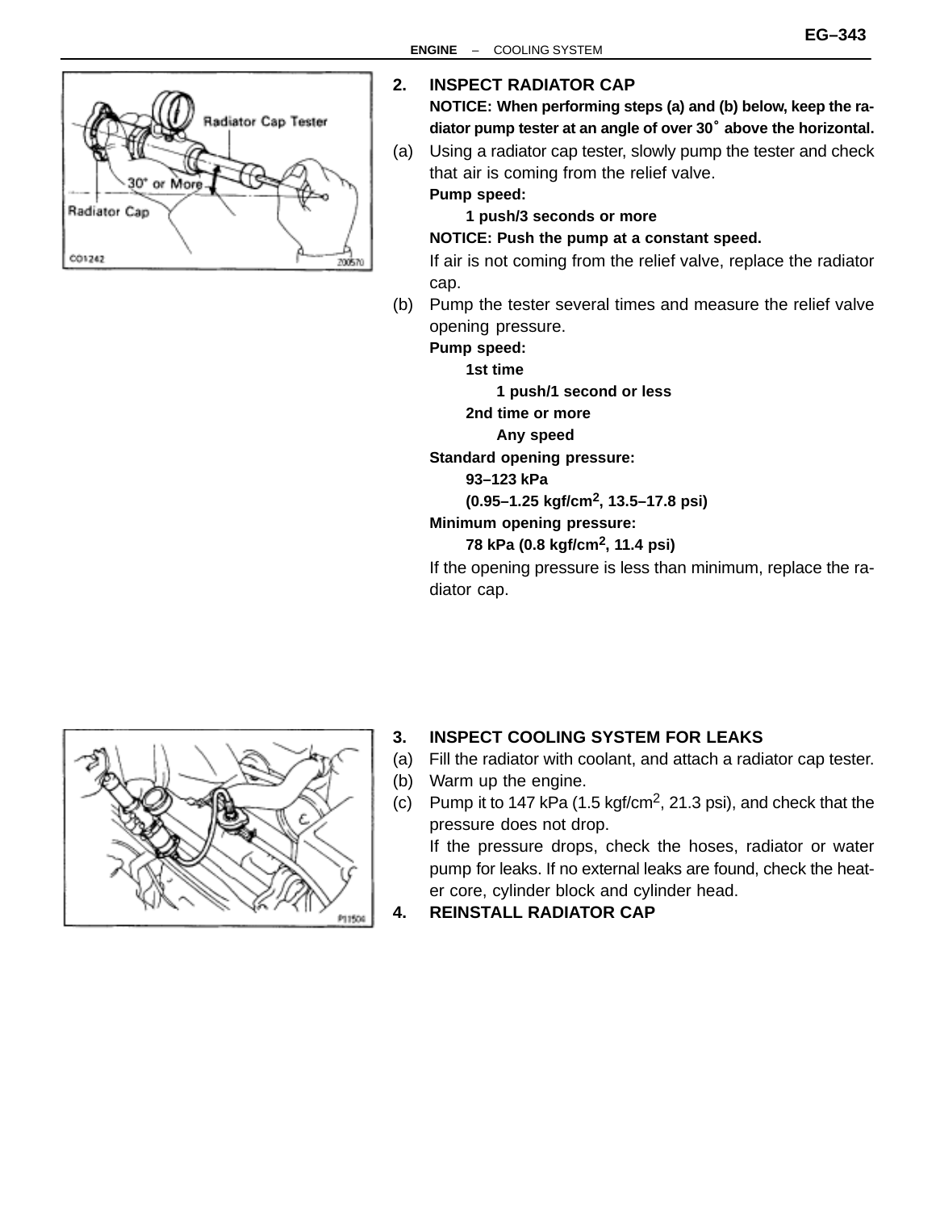## 2. INSPECT RADIATOR CAP

**NOTICE: When performing steps (a) and (b) below, keep the radiator pump tester at an angle of over 30° above the horizontal.**

(a) Using a radiator cap tester, slowly pump the tester and check that air is coming from the relief valve.

**Pump speed:**

**1 push/3 seconds or more**

**NOTICE: Push the pump at a constant speed.**

If air is not coming from the relief valve, replace the radiator cap.

(b) Pump the tester several times and measure the relief valve opening pressure.

**Pump speed:**

**1st time**

**1 push/1 second or less**

**2nd time or more**

**Any speed**

**Standard opening pressure:**

**93–123 kPa**

**(0.95–1.25 kgf/cm$^2$, 13.5–17.8 psi)**

**Minimum opening pressure:**

**78 kPa (0.8 kgf/cm$^2$, 11.4 psi)**

If the opening pressure is less than minimum, replace the radiator cap.

## 3. INSPECT COOLING SYSTEM FOR LEAKS

(a) Fill the radiator with coolant, and attach a radiator cap tester.

(b) Warm up the engine.

(c) Pump it to 147 kPa (1.5 kgf/cm$^2$, 21.3 psi), and check that the pressure does not drop.

If the pressure drops, check the hoses, radiator or water pump for leaks. If no external leaks are found, check the heater core, cylinder block and cylinder head.

## 4. REINSTALL RADIATOR CAP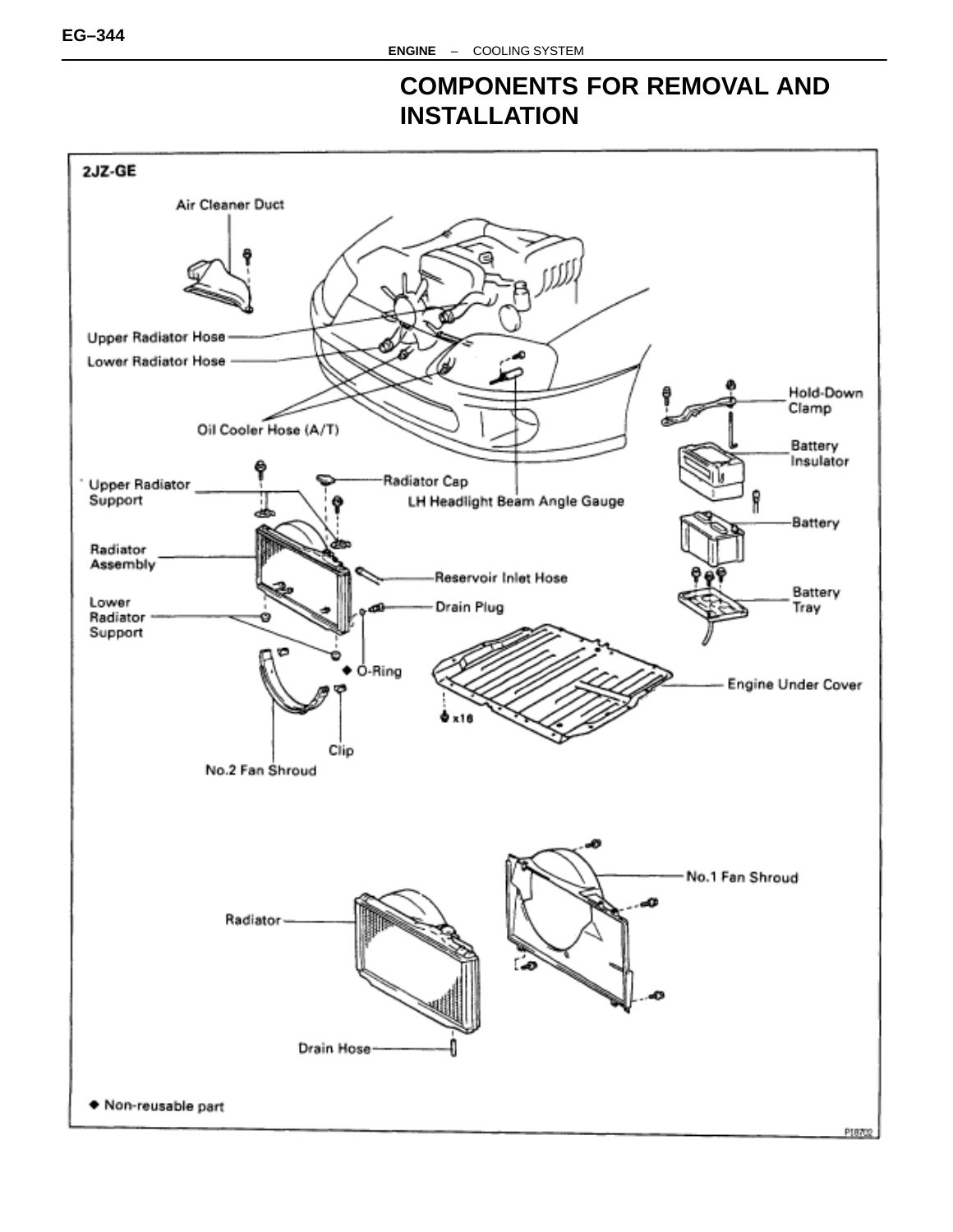## COMPONENTS FOR REMOVAL AND INSTALLATION

2JZ-GE

Air Cleaner Duct

Upper Radiator Hose

Lower Radiator Hose

Oil Cooler Hose (A/T)

Hold-Down Clamp

Battery Insulator

Upper Radiator Support

Radiator Cap

LH Headlight Beam Angle Gauge

Battery

Radiator Assembly

Reservoir Inlet Hose

Battery Tray

Lower Radiator Support

Drain Plug

◆ O-Ring

Engine Under Cover

x16

Clip

No.2 Fan Shroud

No.1 Fan Shroud

Radiator

Drain Hose

◆ Non-reusable part

P18702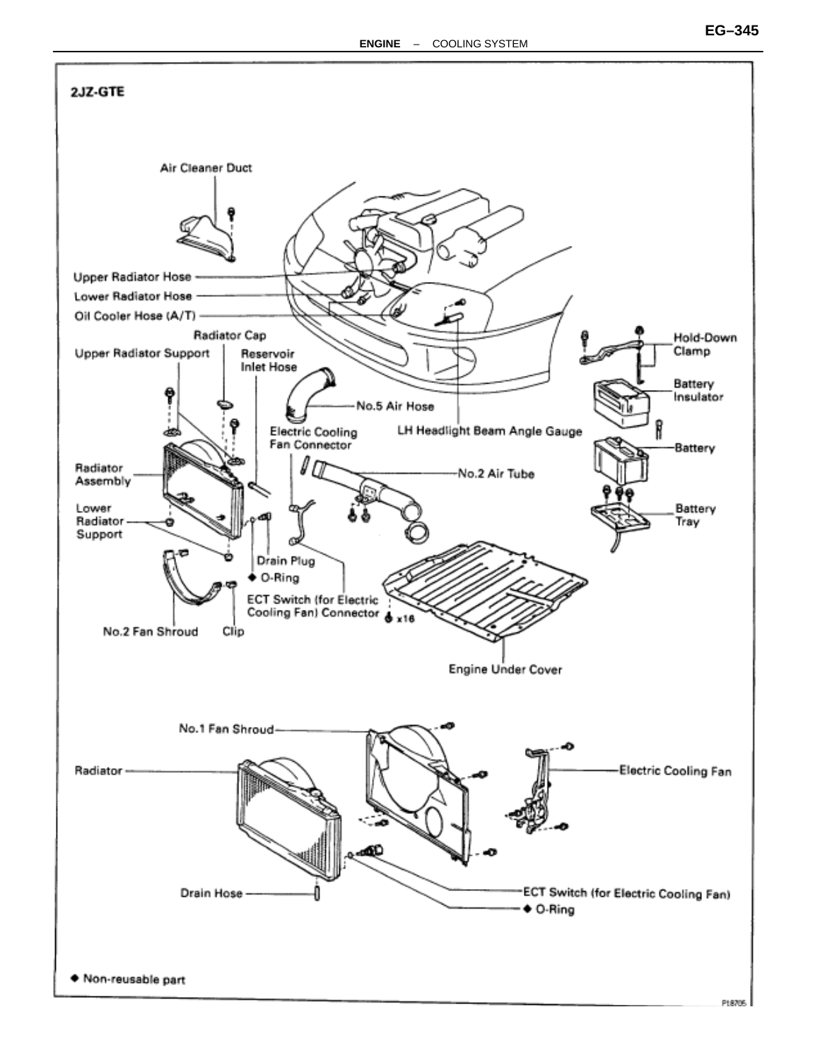## 2JZ-GTE

Air Cleaner Duct

Upper Radiator Hose

Lower Radiator Hose

Oil Cooler Hose (A/T)

Radiator Cap

Upper Radiator Support

Reservoir Inlet Hose

No.5 Air Hose

Hold-Down Clamp

Battery Insulator

Electric Cooling Fan Connector

LH Headlight Beam Angle Gauge

Battery

Radiator Assembly

No.2 Air Tube

Lower Radiator Support

Battery Tray

Drain Plug

◆ O-Ring

ECT Switch (for Electric Cooling Fan) Connector

x16

No.2 Fan Shroud

Clip

Engine Under Cover

No.1 Fan Shroud

Radiator

Electric Cooling Fan

Drain Hose

ECT Switch (for Electric Cooling Fan)

◆ O-Ring

◆ Non-reusable part

P18705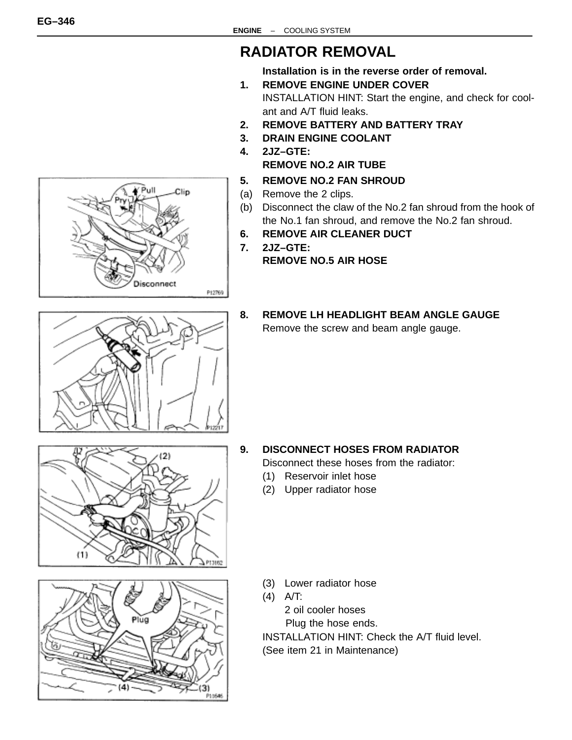# RADIATOR REMOVAL

**Installation is in the reverse order of removal.**

**1. REMOVE ENGINE UNDER COVER**

INSTALLATION HINT: Start the engine, and check for coolant and A/T fluid leaks.

**2. REMOVE BATTERY AND BATTERY TRAY**

**3. DRAIN ENGINE COOLANT**

**4. 2JZ–GTE:
REMOVE NO.2 AIR TUBE**

**5. REMOVE NO.2 FAN SHROUD**

(a) Remove the 2 clips.

(b) Disconnect the claw of the No.2 fan shroud from the hook of the No.1 fan shroud, and remove the No.2 fan shroud.

**6. REMOVE AIR CLEANER DUCT**

**7. 2JZ–GTE:
REMOVE NO.5 AIR HOSE**

**8. REMOVE LH HEADLIGHT BEAM ANGLE GAUGE**

Remove the screw and beam angle gauge.

**9. DISCONNECT HOSES FROM RADIATOR**

Disconnect these hoses from the radiator:

(1) Reservoir inlet hose

(2) Upper radiator hose

(3) Lower radiator hose

(4) A/T:
2 oil cooler hoses
Plug the hose ends.

INSTALLATION HINT: Check the A/T fluid level.
(See item 21 in Maintenance)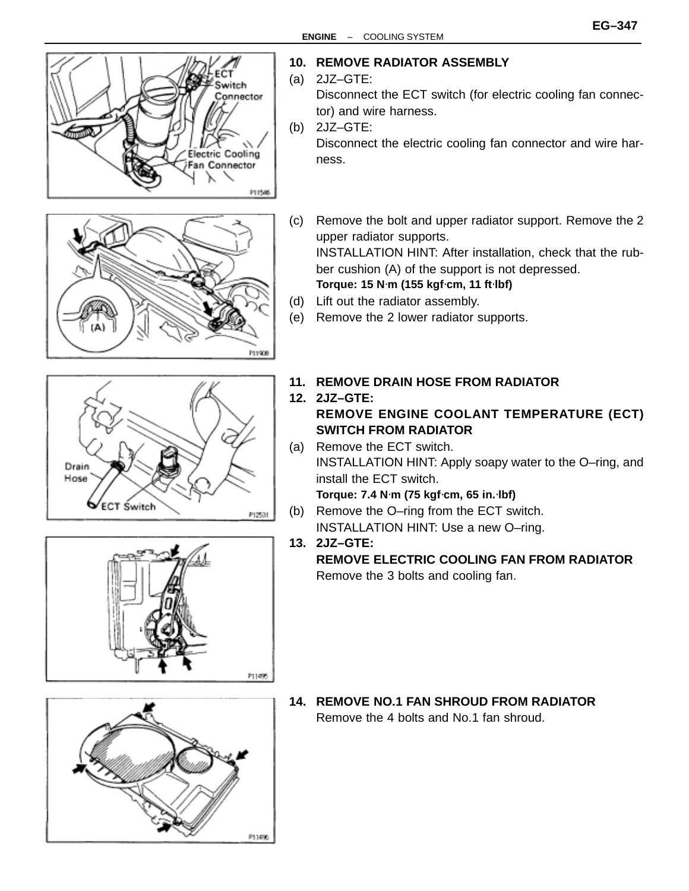**10. REMOVE RADIATOR ASSEMBLY**

(a) 2JZ–GTE:
Disconnect the ECT switch (for electric cooling fan connector) and wire harness.

(b) 2JZ–GTE:
Disconnect the electric cooling fan connector and wire harness.

(c) Remove the bolt and upper radiator support. Remove the 2 upper radiator supports.
INSTALLATION HINT: After installation, check that the rubber cushion (A) of the support is not depressed.
**Torque: 15 N·m (155 kgf·cm, 11 ft·lbf)**

(d) Lift out the radiator assembly.

(e) Remove the 2 lower radiator supports.

**11. REMOVE DRAIN HOSE FROM RADIATOR**

**12. 2JZ–GTE:**
**REMOVE ENGINE COOLANT TEMPERATURE (ECT) SWITCH FROM RADIATOR**

(a) Remove the ECT switch.
INSTALLATION HINT: Apply soapy water to the O–ring, and install the ECT switch.
**Torque: 7.4 N·m (75 kgf·cm, 65 in.·lbf)**

(b) Remove the O–ring from the ECT switch.
INSTALLATION HINT: Use a new O–ring.

**13. 2JZ–GTE:**
**REMOVE ELECTRIC COOLING FAN FROM RADIATOR**
Remove the 3 bolts and cooling fan.

**14. REMOVE NO.1 FAN SHROUD FROM RADIATOR**
Remove the 4 bolts and No.1 fan shroud.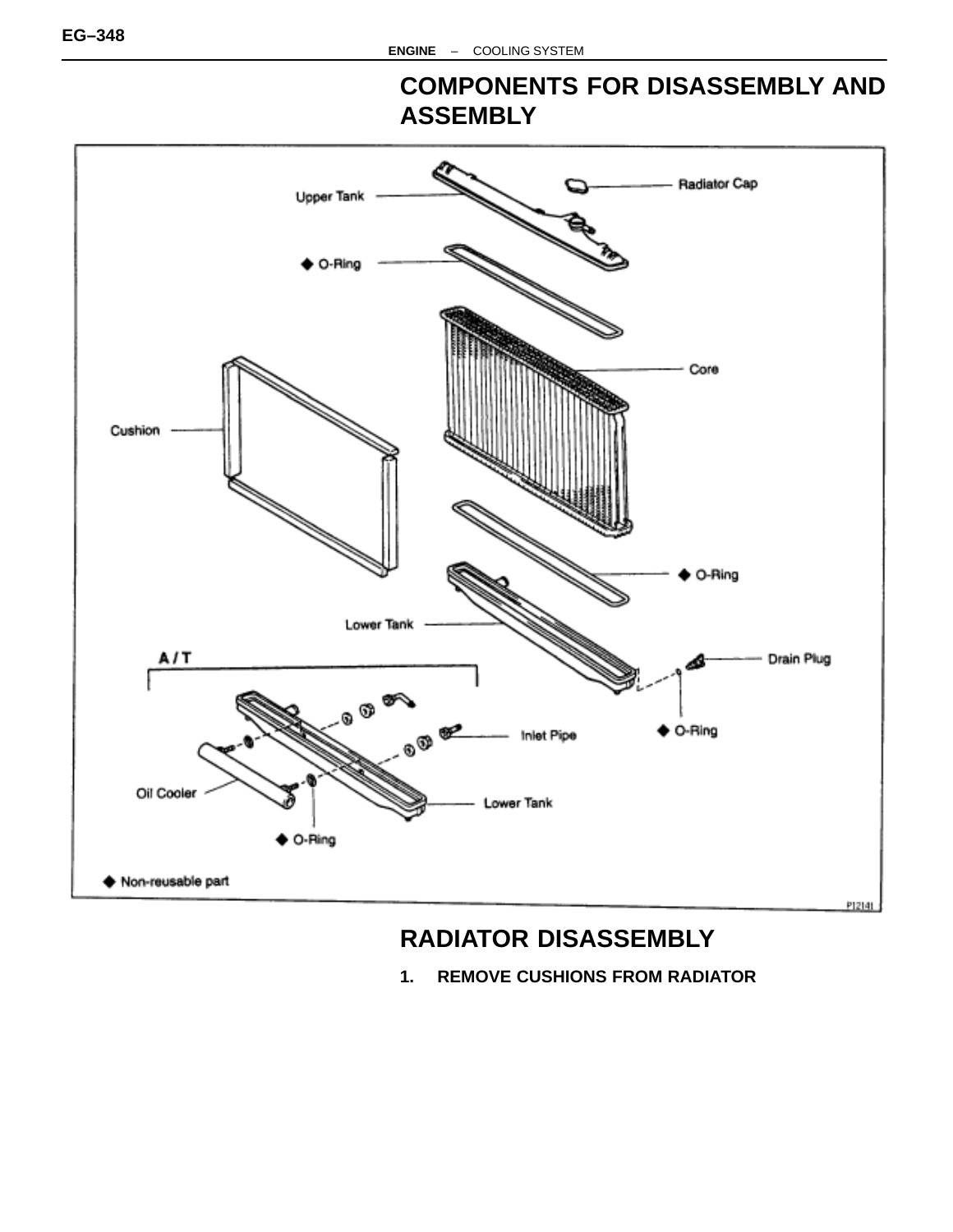## COMPONENTS FOR DISASSEMBLY AND ASSEMBLY

Upper Tank

Radiator Cap

◆ O-Ring

Core

Cushion

◆ O-Ring

Lower Tank

Drain Plug

A / T

◆ O-Ring

Inlet Pipe

Oil Cooler

Lower Tank

◆ O-Ring

◆ Non-reusable part

P12141

## RADIATOR DISASSEMBLY

**1. REMOVE CUSHIONS FROM RADIATOR**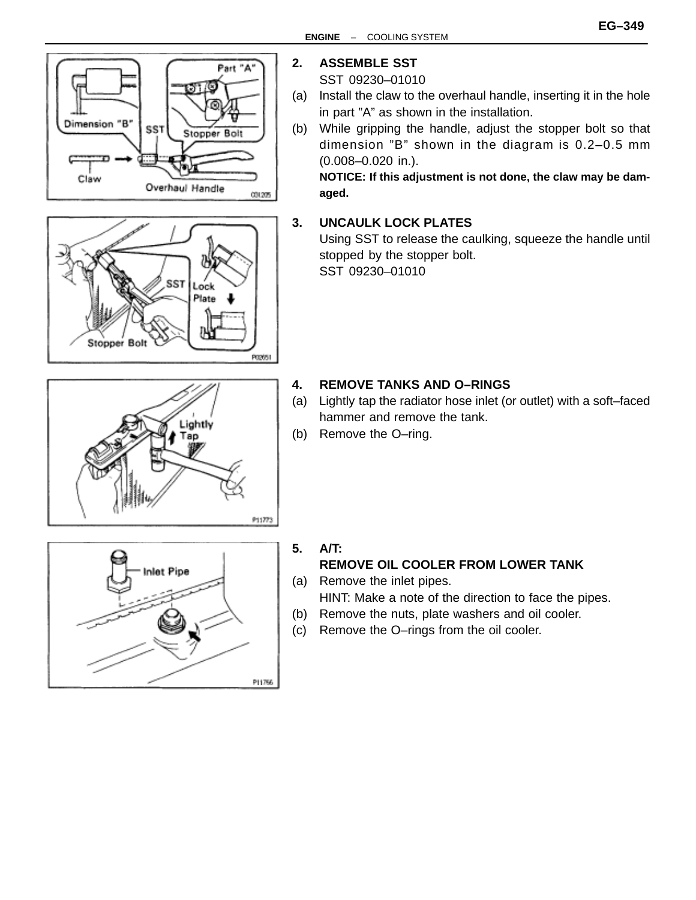**2. ASSEMBLE SST**

SST 09230–01010

(a) Install the claw to the overhaul handle, inserting it in the hole in part "A" as shown in the installation.

(b) While gripping the handle, adjust the stopper bolt so that dimension "B" shown in the diagram is 0.2–0.5 mm (0.008–0.020 in.).

**NOTICE: If this adjustment is not done, the claw may be damaged.**

**3. UNCAULK LOCK PLATES**

Using SST to release the caulking, squeeze the handle until stopped by the stopper bolt.

SST 09230–01010

**4. REMOVE TANKS AND O–RINGS**

(a) Lightly tap the radiator hose inlet (or outlet) with a soft–faced hammer and remove the tank.

(b) Remove the O–ring.

**5. A/T:**
**REMOVE OIL COOLER FROM LOWER TANK**

(a) Remove the inlet pipes.

HINT: Make a note of the direction to face the pipes.

(b) Remove the nuts, plate washers and oil cooler.

(c) Remove the O–rings from the oil cooler.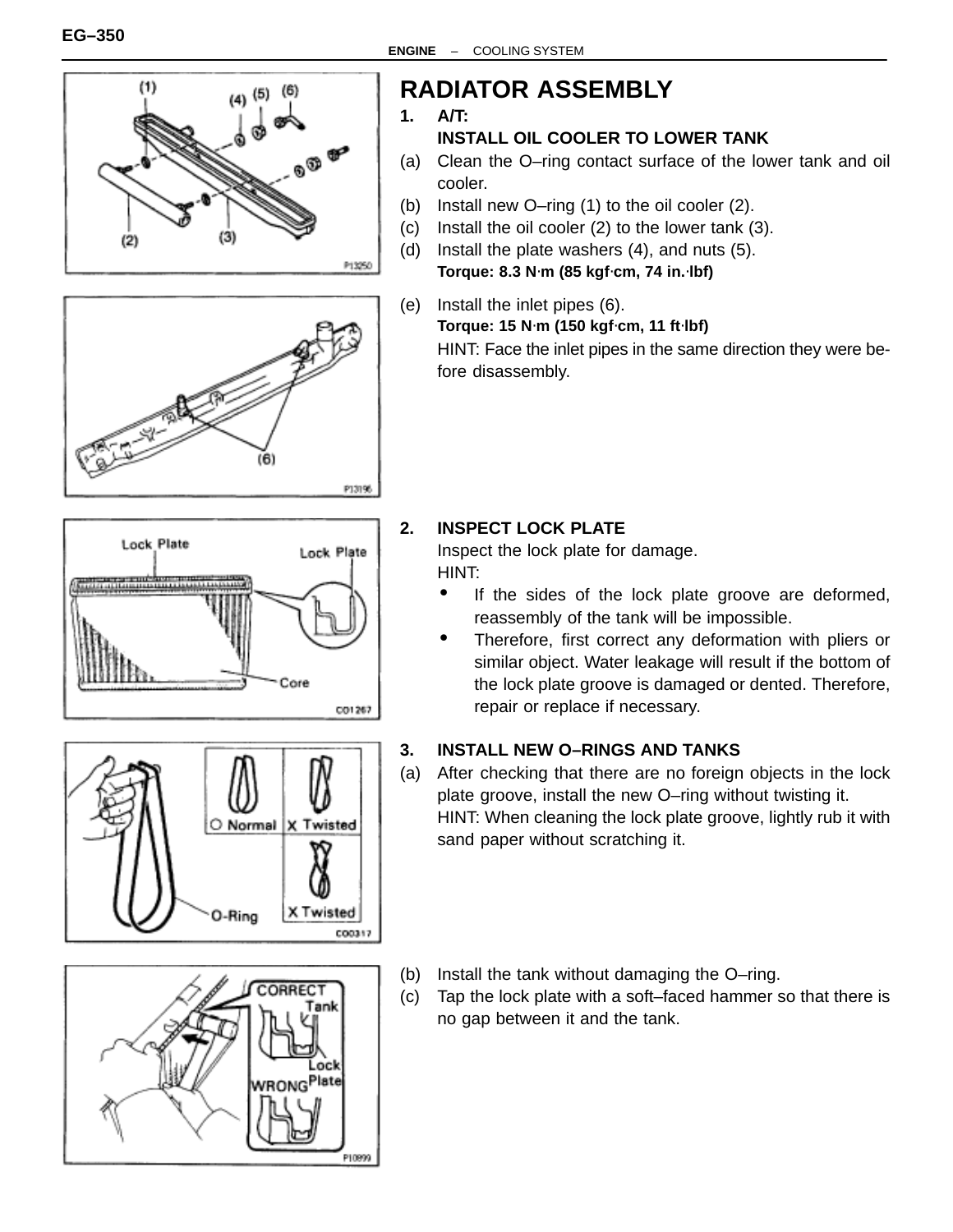# RADIATOR ASSEMBLY

**1. A/T:**
**INSTALL OIL COOLER TO LOWER TANK**

(a) Clean the O–ring contact surface of the lower tank and oil cooler.

(b) Install new O–ring (1) to the oil cooler (2).

(c) Install the oil cooler (2) to the lower tank (3).

(d) Install the plate washers (4), and nuts (5).
**Torque: 8.3 N·m (85 kgf·cm, 74 in.·lbf)**

(e) Install the inlet pipes (6).
**Torque: 15 N·m (150 kgf·cm, 11 ft·lbf)**
HINT: Face the inlet pipes in the same direction they were before disassembly.

**2. INSPECT LOCK PLATE**

Inspect the lock plate for damage.
HINT:

- If the sides of the lock plate groove are deformed, reassembly of the tank will be impossible.
- Therefore, first correct any deformation with pliers or similar object. Water leakage will result if the bottom of the lock plate groove is damaged or dented. Therefore, repair or replace if necessary.

**3. INSTALL NEW O–RINGS AND TANKS**

(a) After checking that there are no foreign objects in the lock plate groove, install the new O–ring without twisting it.
HINT: When cleaning the lock plate groove, lightly rub it with sand paper without scratching it.

(b) Install the tank without damaging the O–ring.

(c) Tap the lock plate with a soft–faced hammer so that there is no gap between it and the tank.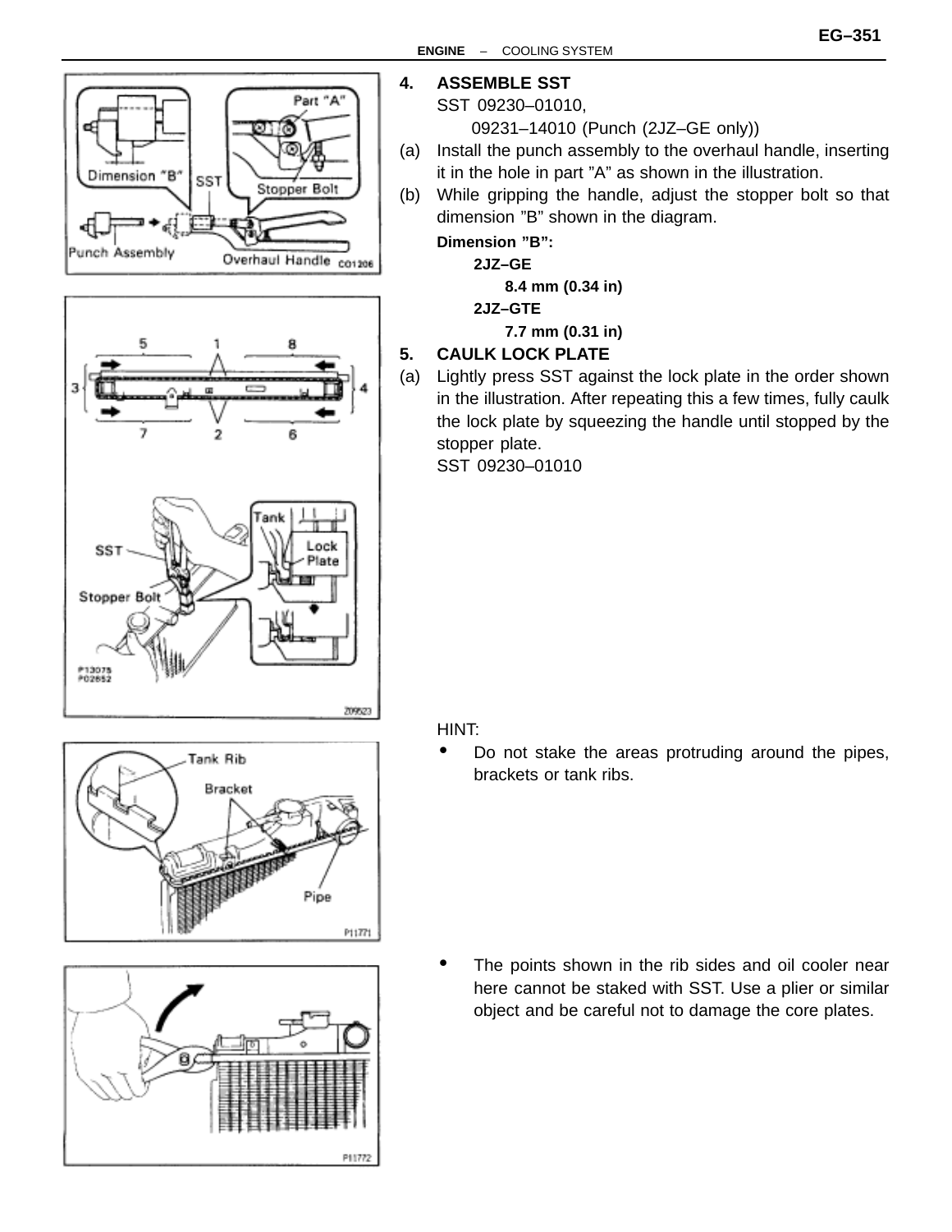4. **ASSEMBLE SST**
   SST 09230–01010,
   09231–14010 (Punch (2JZ–GE only))

(a) Install the punch assembly to the overhaul handle, inserting it in the hole in part ”A” as shown in the illustration.

(b) While gripping the handle, adjust the stopper bolt so that dimension ”B” shown in the diagram.

**Dimension ”B”:**

**2JZ–GE**

**8.4 mm (0.34 in)**

**2JZ–GTE**

**7.7 mm (0.31 in)**

5. **CAULK LOCK PLATE**

(a) Lightly press SST against the lock plate in the order shown in the illustration. After repeating this a few times, fully caulk the lock plate by squeezing the handle until stopped by the stopper plate.
SST 09230–01010

HINT:

- Do not stake the areas protruding around the pipes, brackets or tank ribs.

- The points shown in the rib sides and oil cooler near here cannot be staked with SST. Use a plier or similar object and be careful not to damage the core plates.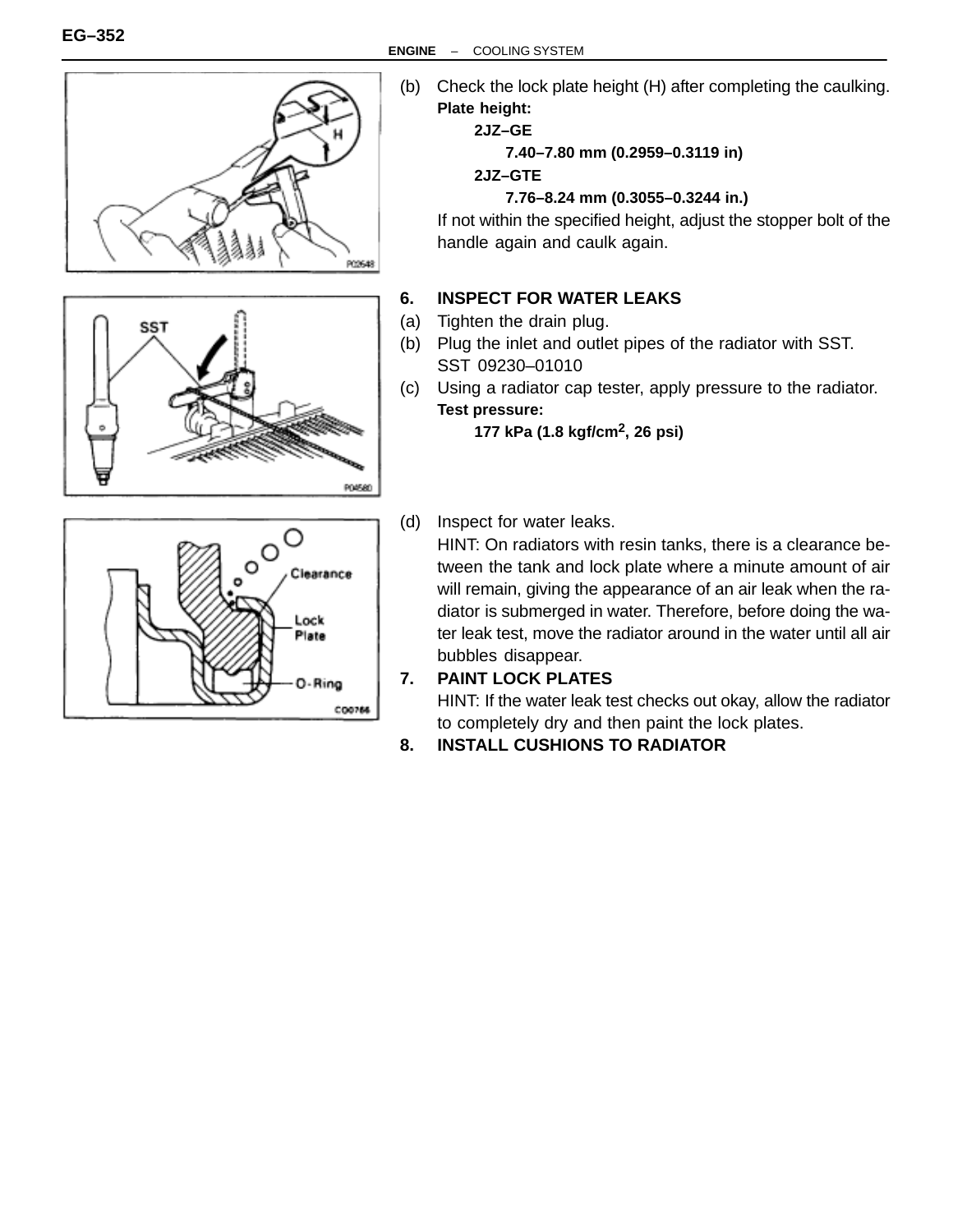(b) Check the lock plate height (H) after completing the caulking.

**Plate height:**

**2JZ–GE**

**7.40–7.80 mm (0.2959–0.3119 in)**

**2JZ–GTE**

**7.76–8.24 mm (0.3055–0.3244 in.)**

If not within the specified height, adjust the stopper bolt of the handle again and caulk again.

**6. INSPECT FOR WATER LEAKS**

(a) Tighten the drain plug.

(b) Plug the inlet and outlet pipes of the radiator with SST.
SST 09230–01010

(c) Using a radiator cap tester, apply pressure to the radiator.

**Test pressure:**

**177 kPa (1.8 kgf/cm$^2$, 26 psi)**

(d) Inspect for water leaks.

HINT: On radiators with resin tanks, there is a clearance between the tank and lock plate where a minute amount of air will remain, giving the appearance of an air leak when the radiator is submerged in water. Therefore, before doing the water leak test, move the radiator around in the water until all air bubbles disappear.

**7. PAINT LOCK PLATES**

HINT: If the water leak test checks out okay, allow the radiator to completely dry and then paint the lock plates.

**8. INSTALL CUSHIONS TO RADIATOR**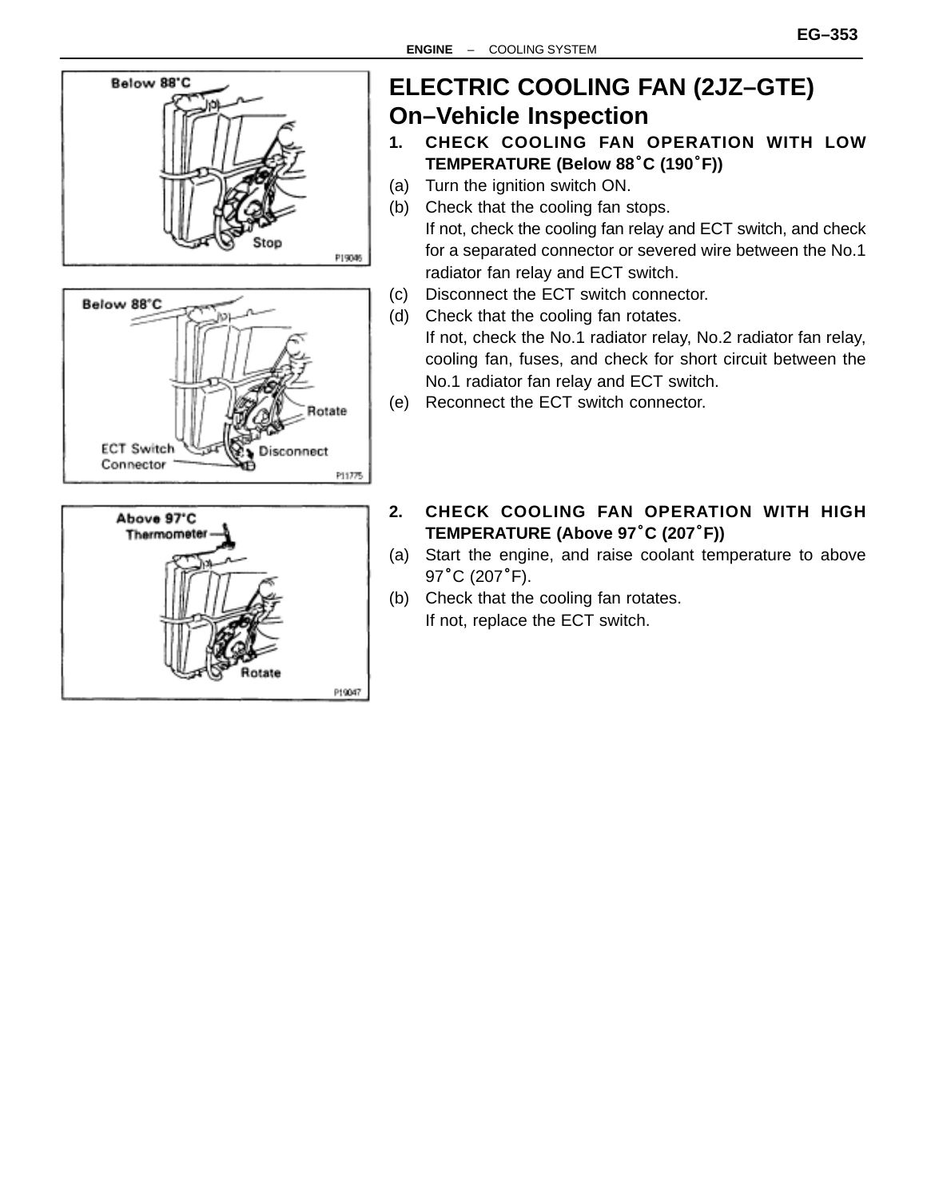# ELECTRIC COOLING FAN (2JZ–GTE)

## On–Vehicle Inspection

**1. CHECK COOLING FAN OPERATION WITH LOW TEMPERATURE (Below 88°C (190°F))**

(a) Turn the ignition switch ON.

(b) Check that the cooling fan stops.
If not, check the cooling fan relay and ECT switch, and check for a separated connector or severed wire between the No.1 radiator fan relay and ECT switch.

(c) Disconnect the ECT switch connector.

(d) Check that the cooling fan rotates.
If not, check the No.1 radiator relay, No.2 radiator fan relay, cooling fan, fuses, and check for short circuit between the No.1 radiator fan relay and ECT switch.

(e) Reconnect the ECT switch connector.

**2. CHECK COOLING FAN OPERATION WITH HIGH TEMPERATURE (Above 97°C (207°F))**

(a) Start the engine, and raise coolant temperature to above 97°C (207°F).

(b) Check that the cooling fan rotates.
If not, replace the ECT switch.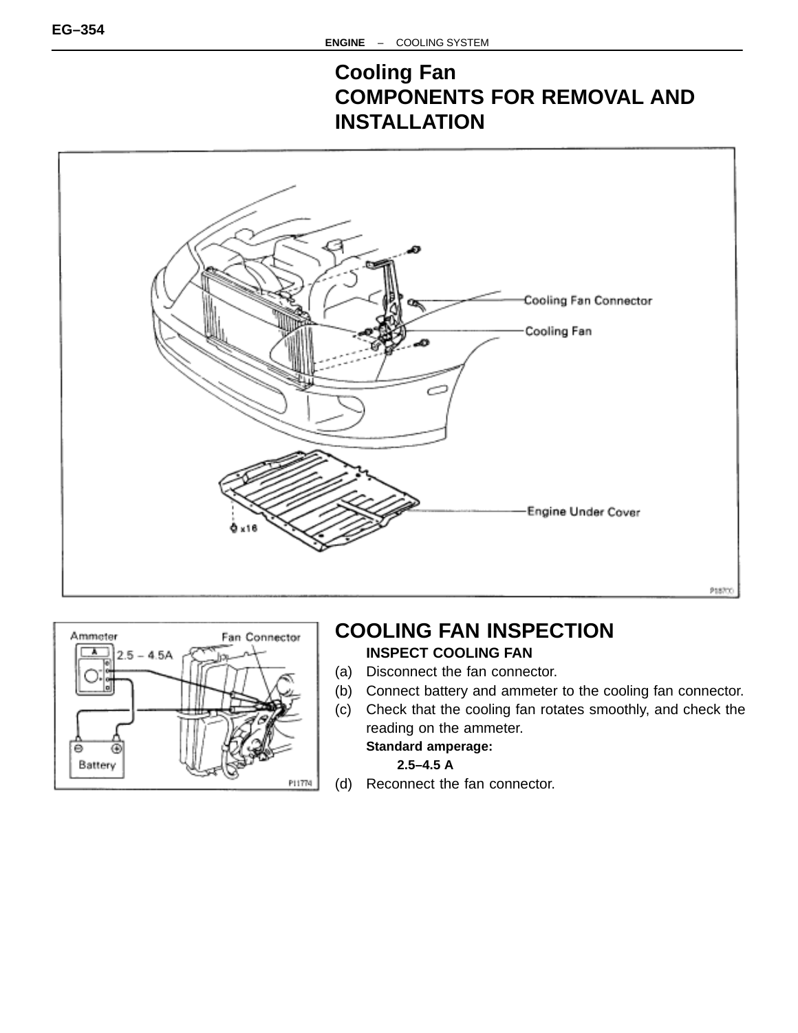## Cooling Fan
## COMPONENTS FOR REMOVAL AND INSTALLATION

## COOLING FAN INSPECTION

**INSPECT COOLING FAN**

(a) Disconnect the fan connector.

(b) Connect battery and ammeter to the cooling fan connector.

(c) Check that the cooling fan rotates smoothly, and check the reading on the ammeter.

**Standard amperage:**

**2.5–4.5 A**

(d) Reconnect the fan connector.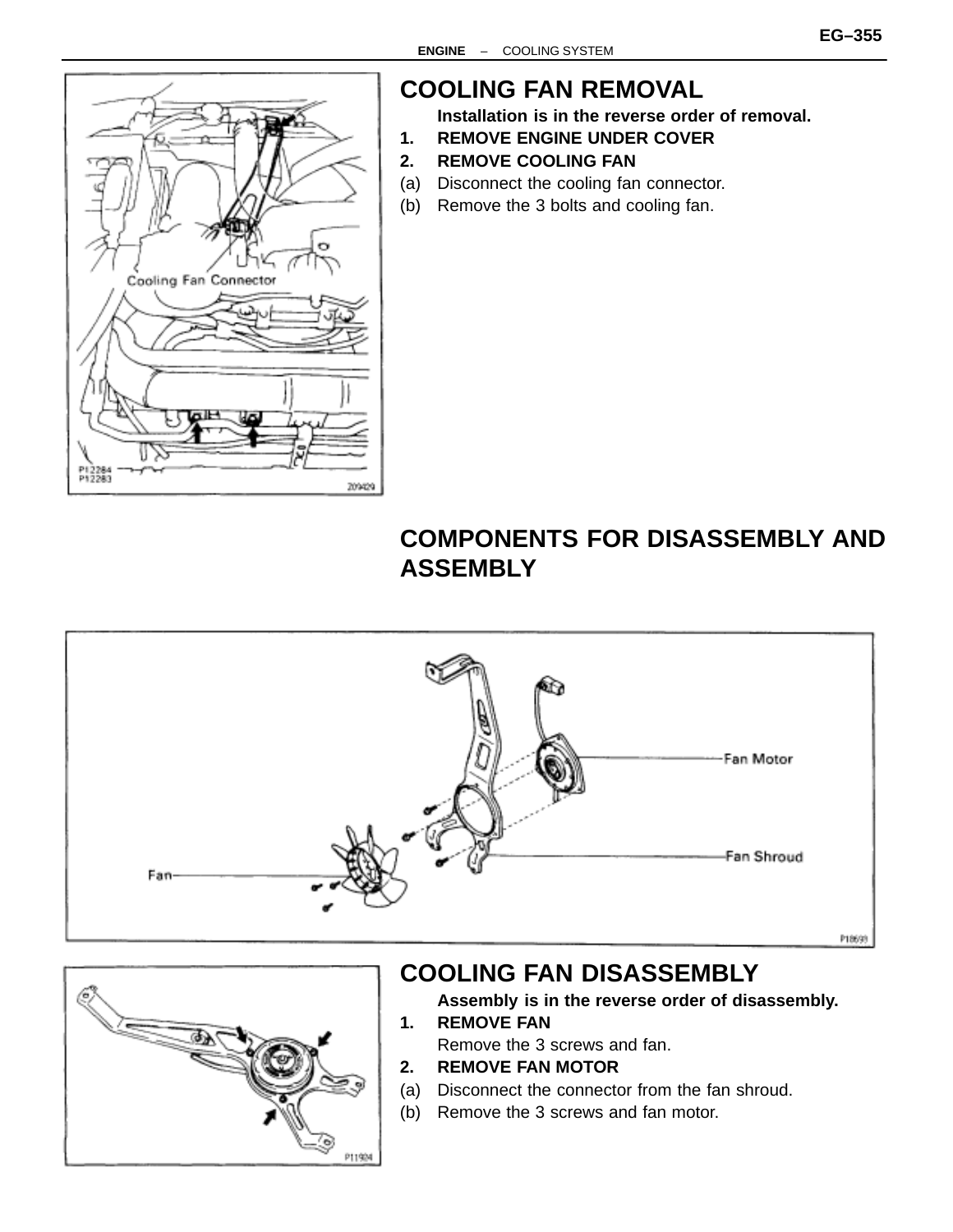## COOLING FAN REMOVAL

**Installation is in the reverse order of removal.**

**1. REMOVE ENGINE UNDER COVER**

**2. REMOVE COOLING FAN**

(a) Disconnect the cooling fan connector.

(b) Remove the 3 bolts and cooling fan.

## COMPONENTS FOR DISASSEMBLY AND ASSEMBLY

## COOLING FAN DISASSEMBLY

**Assembly is in the reverse order of disassembly.**

**1. REMOVE FAN**

Remove the 3 screws and fan.

**2. REMOVE FAN MOTOR**

(a) Disconnect the connector from the fan shroud.

(b) Remove the 3 screws and fan motor.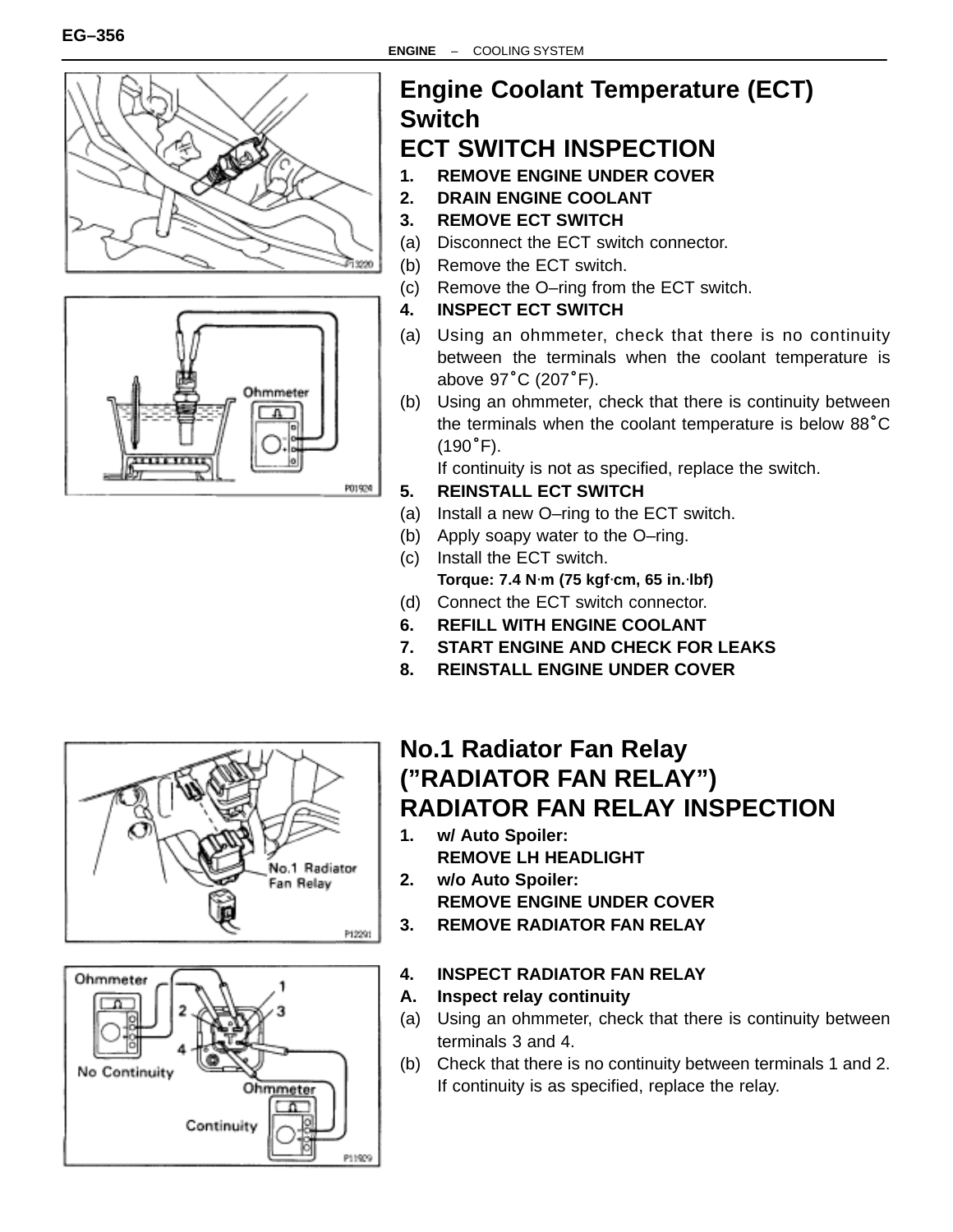# Engine Coolant Temperature (ECT) Switch

## ECT SWITCH INSPECTION

**1. REMOVE ENGINE UNDER COVER**

**2. DRAIN ENGINE COOLANT**

**3. REMOVE ECT SWITCH**

(a) Disconnect the ECT switch connector.

(b) Remove the ECT switch.

(c) Remove the O–ring from the ECT switch.

**4. INSPECT ECT SWITCH**

(a) Using an ohmmeter, check that there is no continuity between the terminals when the coolant temperature is above 97°C (207°F).

(b) Using an ohmmeter, check that there is continuity between the terminals when the coolant temperature is below 88°C (190°F).

If continuity is not as specified, replace the switch.

**5. REINSTALL ECT SWITCH**

(a) Install a new O–ring to the ECT switch.

(b) Apply soapy water to the O–ring.

(c) Install the ECT switch.

**Torque: 7.4 N·m (75 kgf·cm, 65 in.·lbf)**

(d) Connect the ECT switch connector.

**6. REFILL WITH ENGINE COOLANT**

**7. START ENGINE AND CHECK FOR LEAKS**

**8. REINSTALL ENGINE UNDER COVER**

# No.1 Radiator Fan Relay (”RADIATOR FAN RELAY”)

## RADIATOR FAN RELAY INSPECTION

**1. w/ Auto Spoiler:**
**REMOVE LH HEADLIGHT**

**2. w/o Auto Spoiler:**
**REMOVE ENGINE UNDER COVER**

**3. REMOVE RADIATOR FAN RELAY**

**4. INSPECT RADIATOR FAN RELAY**

**A. Inspect relay continuity**

(a) Using an ohmmeter, check that there is continuity between terminals 3 and 4.

(b) Check that there is no continuity between terminals 1 and 2.

If continuity is as specified, replace the relay.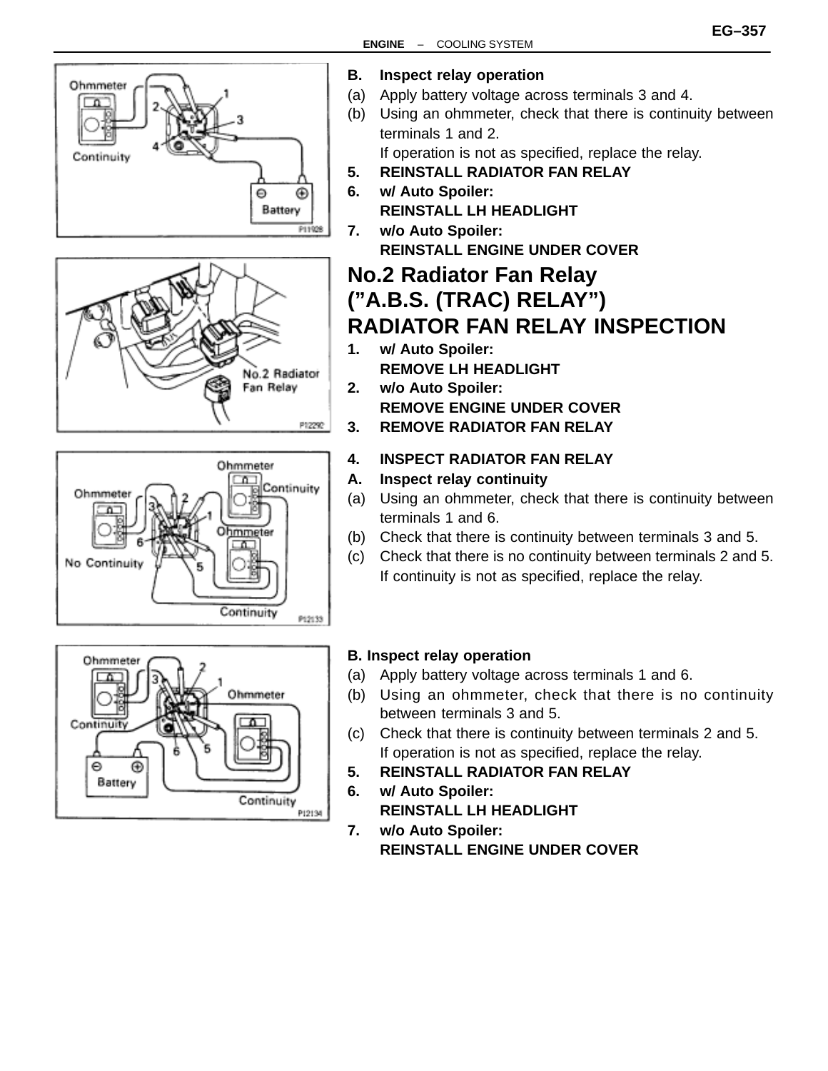**B. Inspect relay operation**

(a) Apply battery voltage across terminals 3 and 4.

(b) Using an ohmmeter, check that there is continuity between terminals 1 and 2.

If operation is not as specified, replace the relay.

**5. REINSTALL RADIATOR FAN RELAY**

**6. w/ Auto Spoiler:**
**REINSTALL LH HEADLIGHT**

**7. w/o Auto Spoiler:**
**REINSTALL ENGINE UNDER COVER**

# No.2 Radiator Fan Relay (”A.B.S. (TRAC) RELAY”) RADIATOR FAN RELAY INSPECTION

**1. w/ Auto Spoiler:**
**REMOVE LH HEADLIGHT**

**2. w/o Auto Spoiler:**
**REMOVE ENGINE UNDER COVER**

**3. REMOVE RADIATOR FAN RELAY**

**4. INSPECT RADIATOR FAN RELAY**

**A. Inspect relay continuity**

(a) Using an ohmmeter, check that there is continuity between terminals 1 and 6.

(b) Check that there is continuity between terminals 3 and 5.

(c) Check that there is no continuity between terminals 2 and 5.

If continuity is not as specified, replace the relay.

**B. Inspect relay operation**

(a) Apply battery voltage across terminals 1 and 6.

(b) Using an ohmmeter, check that there is no continuity between terminals 3 and 5.

(c) Check that there is continuity between terminals 2 and 5.

If operation is not as specified, replace the relay.

**5. REINSTALL RADIATOR FAN RELAY**

**6. w/ Auto Spoiler:**
**REINSTALL LH HEADLIGHT**

**7. w/o Auto Spoiler:**
**REINSTALL ENGINE UNDER COVER**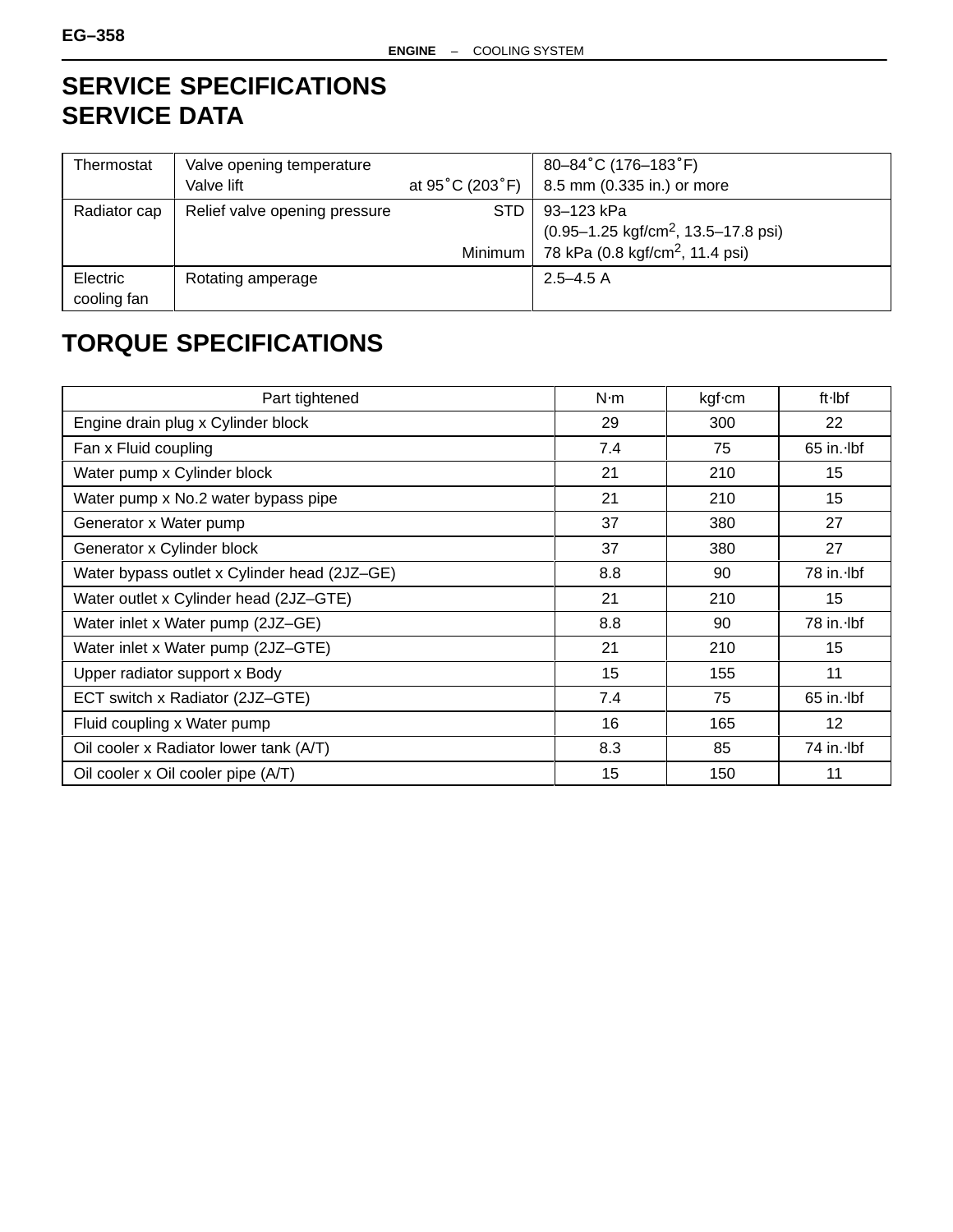# SERVICE SPECIFICATIONS

## SERVICE DATA

| | | | |
|---|---|---|---|
| Thermostat | Valve opening temperature<br>Valve lift | at 95˚C (203˚F) | 80–84˚C (176–183˚F)<br>8.5 mm (0.335 in.) or more |
| Radiator cap | Relief valve opening pressure | STD<br><br>Minimum | 93–123 kPa<br>(0.95–1.25 kgf/cm$^2$, 13.5–17.8 psi)<br>78 kPa (0.8 kgf/cm$^2$, 11.4 psi) |
| Electric cooling fan | Rotating amperage | | 2.5–4.5 A |

## TORQUE SPECIFICATIONS

| Part tightened | N·m | kgf·cm | ft·lbf |
|---|---|---|---|
| Engine drain plug x Cylinder block | 29 | 300 | 22 |
| Fan x Fluid coupling | 7.4 | 75 | 65 in.·lbf |
| Water pump x Cylinder block | 21 | 210 | 15 |
| Water pump x No.2 water bypass pipe | 21 | 210 | 15 |
| Generator x Water pump | 37 | 380 | 27 |
| Generator x Cylinder block | 37 | 380 | 27 |
| Water bypass outlet x Cylinder head (2JZ–GE) | 8.8 | 90 | 78 in.·lbf |
| Water outlet x Cylinder head (2JZ–GTE) | 21 | 210 | 15 |
| Water inlet x Water pump (2JZ–GE) | 8.8 | 90 | 78 in.·lbf |
| Water inlet x Water pump (2JZ–GTE) | 21 | 210 | 15 |
| Upper radiator support x Body | 15 | 155 | 11 |
| ECT switch x Radiator (2JZ–GTE) | 7.4 | 75 | 65 in.·lbf |
| Fluid coupling x Water pump | 16 | 165 | 12 |
| Oil cooler x Radiator lower tank (A/T) | 8.3 | 85 | 74 in.·lbf |
| Oil cooler x Oil cooler pipe (A/T) | 15 | 150 | 11 |